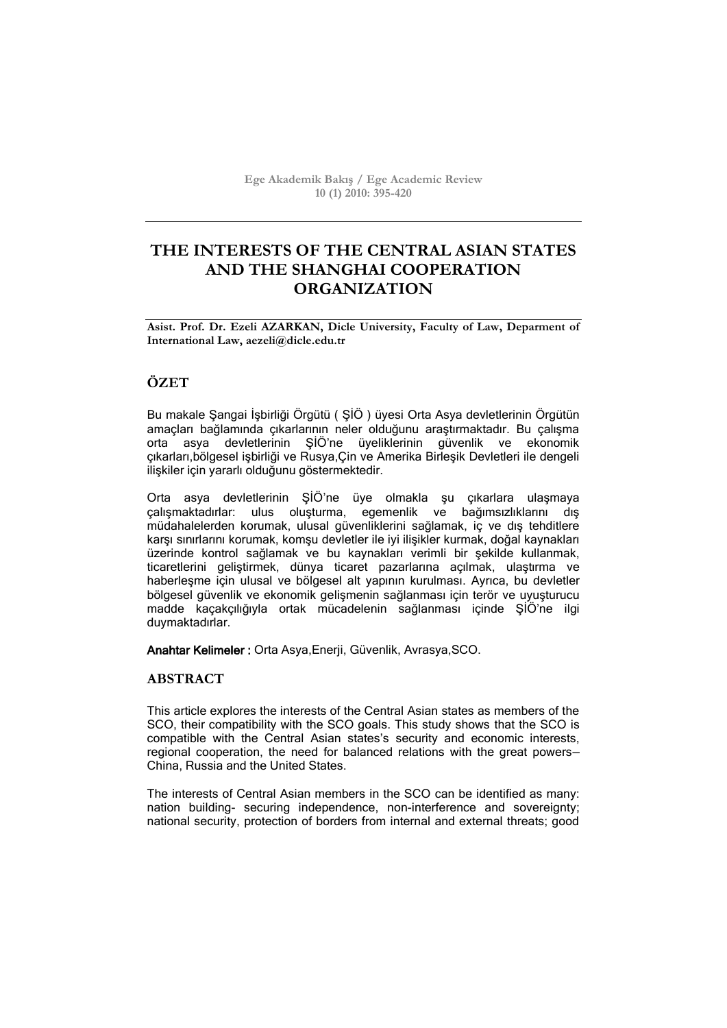# THE INTERESTS OF THE CENTRAL ASIAN STATES AND THE SHANGHAI COOPERATION ORGANIZATION

**Asist. Prof. Dr. Ezeli AZARKAN, Dicle University, Faculty of Law, Deparment of International Law, aezeli@dicle.edu.tr**

## ÖZET

Bu makale Şangai İşbirliği Örgütü ( ŞİÖ ) üyesi Orta Asya devletlerinin Örgütün amaçları bağlamında çıkarlarının neler olduğunu araştırmaktadır. Bu çalışma orta asya devletlerinin ŞİÖ'ne üyeliklerinin güvenlik ve ekonomik çıkarları,bölgesel işbirliği ve Rusya,Çin ve Amerika Birleşik Devletleri ile dengeli ilişkiler için yararlı olduğunu göstermektedir.

Orta asya devletlerinin ŞİÖ'ne üye olmakla şu çıkarlara ulaşmaya çalışmaktadırlar: ulus oluşturma, egemenlik ve bağımsızlıklarını dış müdahalelerden korumak, ulusal güvenliklerini sağlamak, iç ve dış tehditlere karşı sınırlarını korumak, komşu devletler ile iyi ilişikler kurmak, doğal kaynakları üzerinde kontrol sağlamak ve bu kaynakları verimli bir şekilde kullanmak, ticaretlerini geliştirmek, dünya ticaret pazarlarına açılmak, ulaştırma ve haberleşme için ulusal ve bölgesel alt yapının kurulması. Ayrıca, bu devletler bölgesel güvenlik ve ekonomik gelişmenin sağlanması için terör ve uyuşturucu madde kaçakçılığıyla ortak mücadelenin sağlanması içinde ŞİÖ'ne ilgi duymaktadırlar.

**Anahtar Kelimeler :** Orta Asya,Enerji, Güvenlik, Avrasya,SCO.

## ABSTRACT

This article explores the interests of the Central Asian states as members of the SCO, their compatibility with the SCO goals. This study shows that the SCO is compatible with the Central Asian states's security and economic interests, regional cooperation, the need for balanced relations with the great powers— China, Russia and the United States.

The interests of Central Asian members in the SCO can be identified as many: nation building- securing independence, non-interference and sovereignty; national security, protection of borders from internal and external threats; good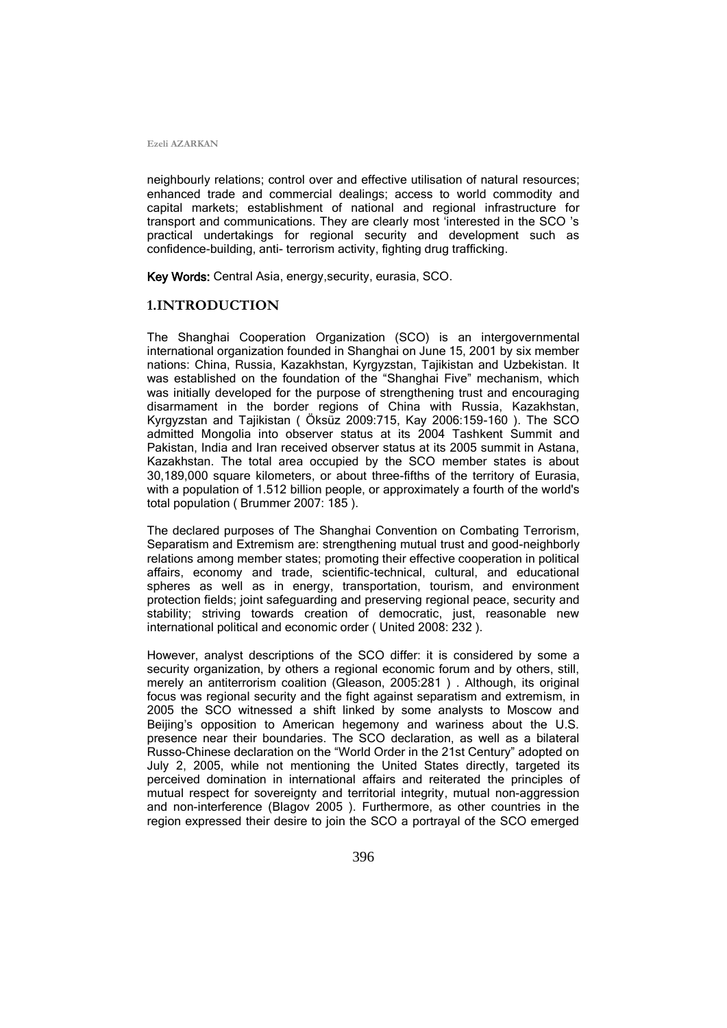neighbourly relations; control over and effective utilisation of natural resources; enhanced trade and commercial dealings; access to world commodity and capital markets; establishment of national and regional infrastructure for transport and communications. They are clearly most 'interested in the SCO 's practical undertakings for regional security and development such as confidence-building, anti- terrorism activity, fighting drug trafficking.

**Key Words:** Central Asia, energy,security, eurasia, SCO.

## 1.INTRODUCTION

The Shanghai Cooperation Organization (SCO) is an intergovernmental international organization founded in Shanghai on June 15, 2001 by six member nations: China, Russia, Kazakhstan, Kyrgyzstan, Tajikistan and Uzbekistan. It was established on the foundation of the "Shanghai Five" mechanism, which was initially developed for the purpose of strengthening trust and encouraging disarmament in the border regions of China with Russia, Kazakhstan, Kyrgyzstan and Tajikistan ( Öksüz 2009:715, Kay 2006:159-160 ). The SCO admitted Mongolia into observer status at its 2004 Tashkent Summit and Pakistan, India and Iran received observer status at its 2005 summit in Astana, Kazakhstan. The total area occupied by the SCO member states is about 30,189,000 square kilometers, or about three-fifths of the territory of Eurasia, with a population of 1.512 billion people, or approximately a fourth of the world's total population ( Brummer 2007: 185 ).

The declared purposes of The Shanghai Convention on Combating Terrorism, Separatism and Extremism are: strengthening mutual trust and good-neighborly relations among member states; promoting their effective cooperation in political affairs, economy and trade, scientific-technical, cultural, and educational spheres as well as in energy, transportation, tourism, and environment protection fields; joint safeguarding and preserving regional peace, security and stability; striving towards creation of democratic, just, reasonable new international political and economic order ( United 2008: 232 ).

However, analyst descriptions of the SCO differ: it is considered by some a security organization, by others a regional economic forum and by others, still, merely an antiterrorism coalition (Gleason, 2005:281 ) . Although, its original focus was regional security and the fight against separatism and extremism, in 2005 the SCO witnessed a shift linked by some analysts to Moscow and Beijing's opposition to American hegemony and wariness about the U.S. presence near their boundaries. The SCO declaration, as well as a bilateral Russo-Chinese declaration on the "World Order in the 21st Century" adopted on July 2, 2005, while not mentioning the United States directly, targeted its perceived domination in international affairs and reiterated the principles of mutual respect for sovereignty and territorial integrity, mutual non-aggression and non-interference (Blagov 2005 ). Furthermore, as other countries in the region expressed their desire to join the SCO a portrayal of the SCO emerged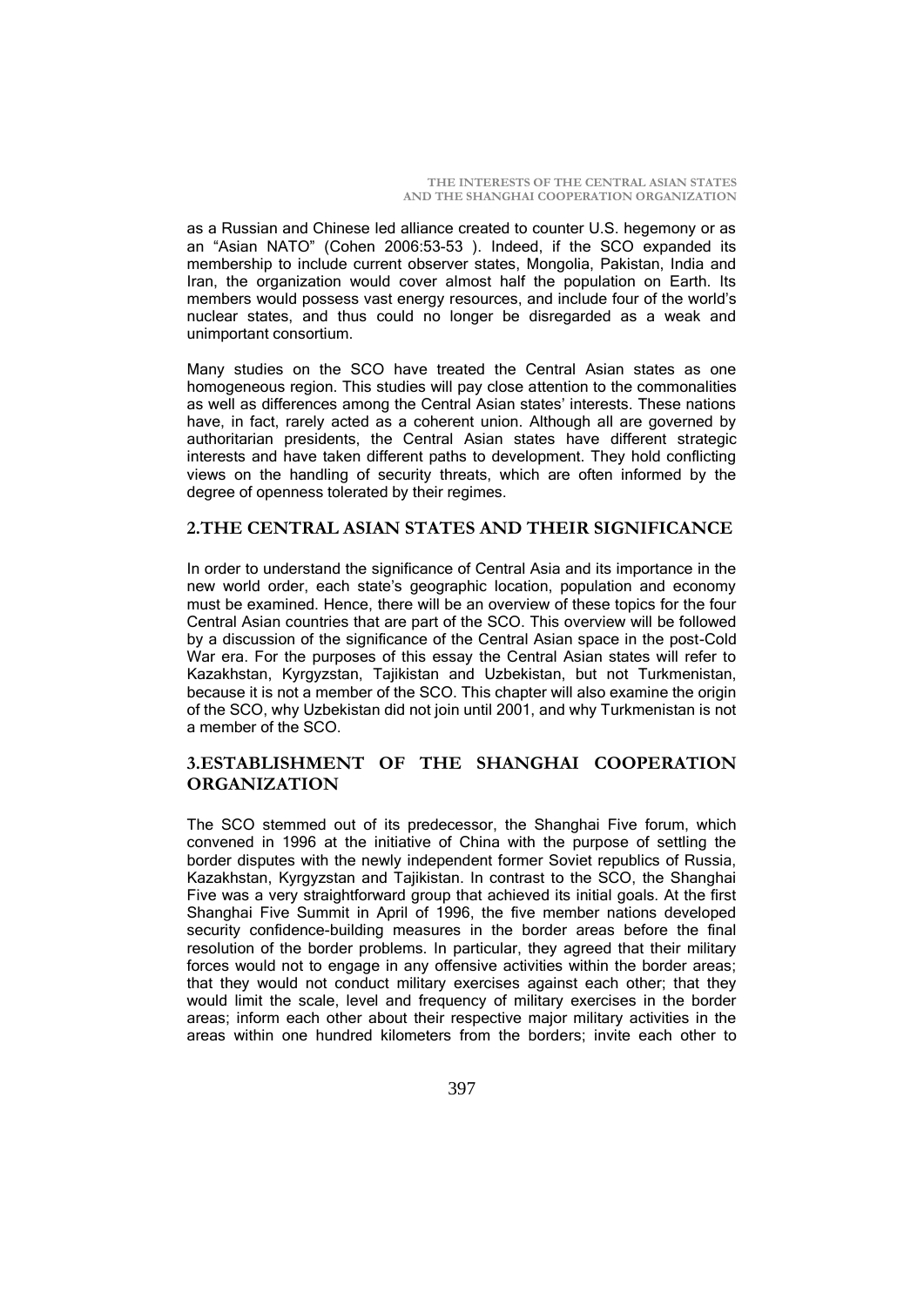as a Russian and Chinese led alliance created to counter U.S. hegemony or as an "Asian NATO" (Cohen 2006:53-53 ). Indeed, if the SCO expanded its membership to include current observer states, Mongolia, Pakistan, India and Iran, the organization would cover almost half the population on Earth. Its members would possess vast energy resources, and include four of the world's nuclear states, and thus could no longer be disregarded as a weak and unimportant consortium.

Many studies on the SCO have treated the Central Asian states as one homogeneous region. This studies will pay close attention to the commonalities as well as differences among the Central Asian states' interests. These nations have, in fact, rarely acted as a coherent union. Although all are governed by authoritarian presidents, the Central Asian states have different strategic interests and have taken different paths to development. They hold conflicting views on the handling of security threats, which are often informed by the degree of openness tolerated by their regimes.

## 2.THE CENTRAL ASIAN STATES AND THEIR SIGNIFICANCE

In order to understand the significance of Central Asia and its importance in the new world order, each state's geographic location, population and economy must be examined. Hence, there will be an overview of these topics for the four Central Asian countries that are part of the SCO. This overview will be followed by a discussion of the significance of the Central Asian space in the post-Cold War era. For the purposes of this essay the Central Asian states will refer to Kazakhstan, Kyrgyzstan, Tajikistan and Uzbekistan, but not Turkmenistan, because it is not a member of the SCO. This chapter will also examine the origin of the SCO, why Uzbekistan did not join until 2001, and why Turkmenistan is not a member of the SCO.

## 3.ESTABLISHMENT OF THE SHANGHAI COOPERATION ORGANIZATION

The SCO stemmed out of its predecessor, the Shanghai Five forum, which convened in 1996 at the initiative of China with the purpose of settling the border disputes with the newly independent former Soviet republics of Russia, Kazakhstan, Kyrgyzstan and Tajikistan. In contrast to the SCO, the Shanghai Five was a very straightforward group that achieved its initial goals. At the first Shanghai Five Summit in April of 1996, the five member nations developed security confidence-building measures in the border areas before the final resolution of the border problems. In particular, they agreed that their military forces would not to engage in any offensive activities within the border areas; that they would not conduct military exercises against each other; that they would limit the scale, level and frequency of military exercises in the border areas; inform each other about their respective major military activities in the areas within one hundred kilometers from the borders; invite each other to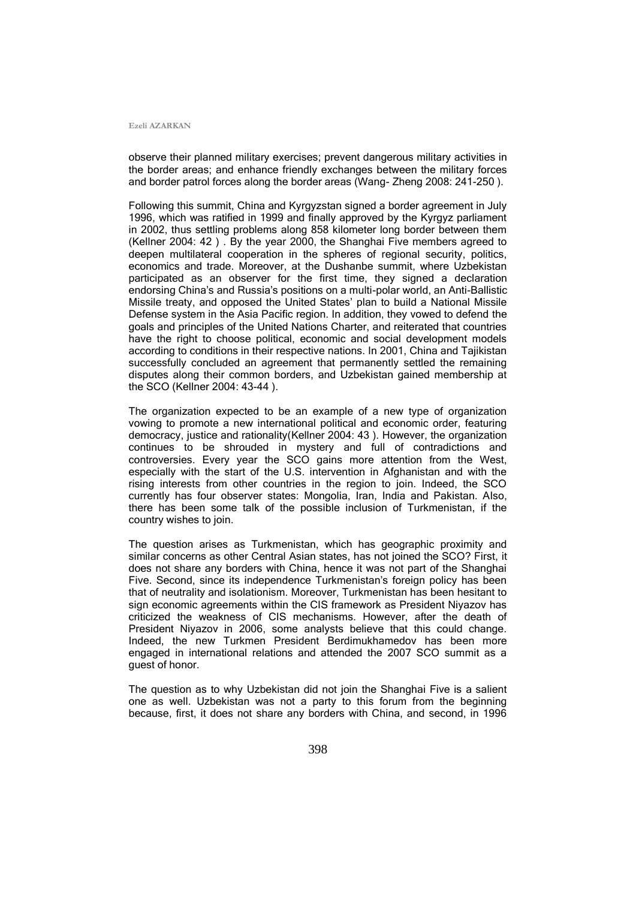observe their planned military exercises; prevent dangerous military activities in the border areas; and enhance friendly exchanges between the military forces and border patrol forces along the border areas (Wang- Zheng 2008: 241-250 ).

Following this summit, China and Kyrgyzstan signed a border agreement in July 1996, which was ratified in 1999 and finally approved by the Kyrgyz parliament in 2002, thus settling problems along 858 kilometer long border between them (Kellner 2004: 42 ) . By the year 2000, the Shanghai Five members agreed to deepen multilateral cooperation in the spheres of regional security, politics, economics and trade. Moreover, at the Dushanbe summit, where Uzbekistan participated as an observer for the first time, they signed a declaration endorsing China's and Russia's positions on a multi-polar world, an Anti-Ballistic Missile treaty, and opposed the United States' plan to build a National Missile Defense system in the Asia Pacific region. In addition, they vowed to defend the goals and principles of the United Nations Charter, and reiterated that countries have the right to choose political, economic and social development models according to conditions in their respective nations. In 2001, China and Tajikistan successfully concluded an agreement that permanently settled the remaining disputes along their common borders, and Uzbekistan gained membership at the SCO (Kellner 2004: 43-44 ).

The organization expected to be an example of a new type of organization vowing to promote a new international political and economic order, featuring democracy, justice and rationality(Kellner 2004: 43 ). However, the organization continues to be shrouded in mystery and full of contradictions and controversies. Every year the SCO gains more attention from the West, especially with the start of the U.S. intervention in Afghanistan and with the rising interests from other countries in the region to join. Indeed, the SCO currently has four observer states: Mongolia, Iran, India and Pakistan. Also, there has been some talk of the possible inclusion of Turkmenistan, if the country wishes to join.

The question arises as Turkmenistan, which has geographic proximity and similar concerns as other Central Asian states, has not joined the SCO? First, it does not share any borders with China, hence it was not part of the Shanghai Five. Second, since its independence Turkmenistan's foreign policy has been that of neutrality and isolationism. Moreover, Turkmenistan has been hesitant to sign economic agreements within the CIS framework as President Niyazov has criticized the weakness of CIS mechanisms. However, after the death of President Niyazov in 2006, some analysts believe that this could change. Indeed, the new Turkmen President Berdimukhamedov has been more engaged in international relations and attended the 2007 SCO summit as a guest of honor.

The question as to why Uzbekistan did not join the Shanghai Five is a salient one as well. Uzbekistan was not a party to this forum from the beginning because, first, it does not share any borders with China, and second, in 1996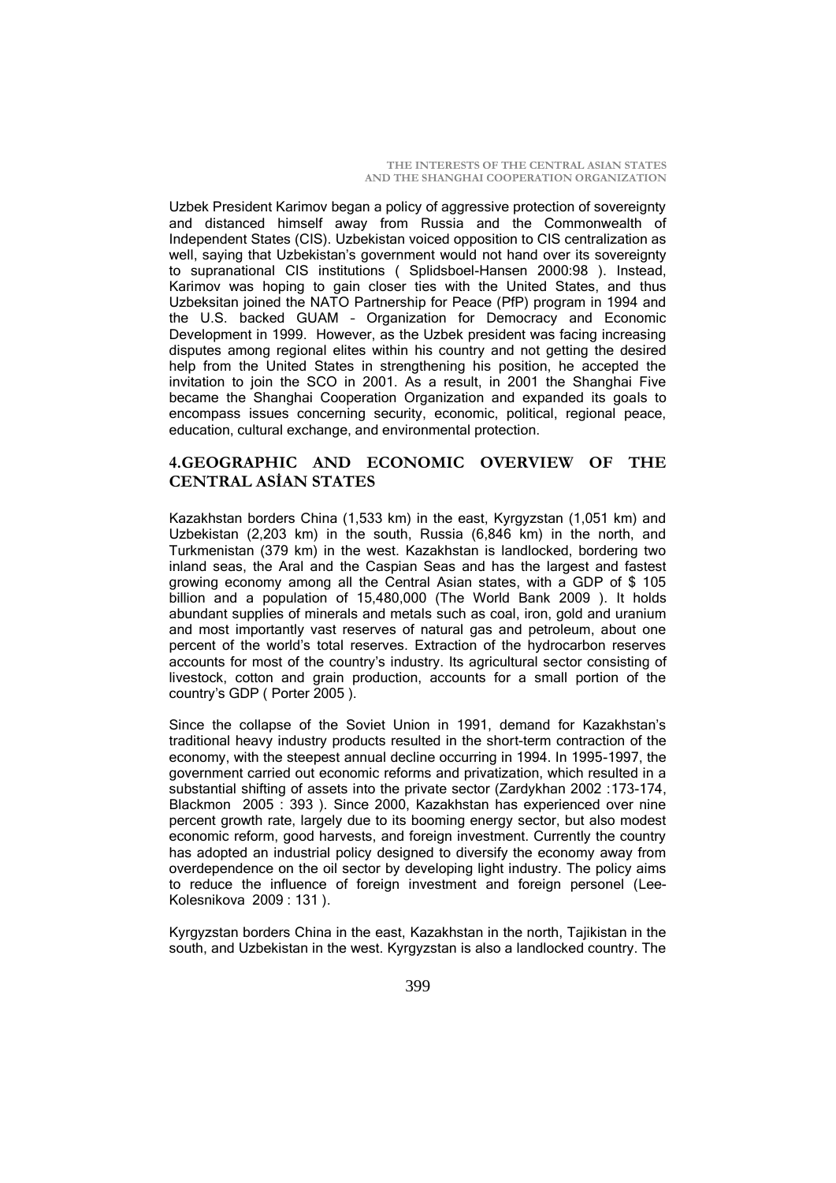Uzbek President Karimov began a policy of aggressive protection of sovereignty and distanced himself away from Russia and the Commonwealth of Independent States (CIS). Uzbekistan voiced opposition to CIS centralization as well, saying that Uzbekistan's government would not hand over its sovereignty to supranational CIS institutions ( Splidsboel-Hansen 2000:98 ). Instead, Karimov was hoping to gain closer ties with the United States, and thus Uzbeksitan joined the NATO Partnership for Peace (PfP) program in 1994 and the U.S. backed GUAM – Organization for Democracy and Economic Development in 1999. However, as the Uzbek president was facing increasing disputes among regional elites within his country and not getting the desired help from the United States in strengthening his position, he accepted the invitation to join the SCO in 2001. As a result, in 2001 the Shanghai Five became the Shanghai Cooperation Organization and expanded its goals to encompass issues concerning security, economic, political, regional peace, education, cultural exchange, and environmental protection.

## 4.GEOGRAPHIC AND ECONOMIC OVERVIEW OF THE CENTRAL ASİAN STATES

Kazakhstan borders China (1,533 km) in the east, Kyrgyzstan (1,051 km) and Uzbekistan (2,203 km) in the south, Russia (6,846 km) in the north, and Turkmenistan (379 km) in the west. Kazakhstan is landlocked, bordering two inland seas, the Aral and the Caspian Seas and has the largest and fastest growing economy among all the Central Asian states, with a GDP of $ 105 billion and a population of 15,480,000 (The World Bank 2009 ). It holds abundant supplies of minerals and metals such as coal, iron, gold and uranium and most importantly vast reserves of natural gas and petroleum, about one percent of the world's total reserves. Extraction of the hydrocarbon reserves accounts for most of the country's industry. Its agricultural sector consisting of livestock, cotton and grain production, accounts for a small portion of the country's GDP ( Porter 2005 ).

Since the collapse of the Soviet Union in 1991, demand for Kazakhstan's traditional heavy industry products resulted in the short-term contraction of the economy, with the steepest annual decline occurring in 1994. In 1995-1997, the government carried out economic reforms and privatization, which resulted in a substantial shifting of assets into the private sector (Zardykhan 2002 :173-174, Blackmon 2005 : 393 ). Since 2000, Kazakhstan has experienced over nine percent growth rate, largely due to its booming energy sector, but also modest economic reform, good harvests, and foreign investment. Currently the country has adopted an industrial policy designed to diversify the economy away from overdependence on the oil sector by developing light industry. The policy aims to reduce the influence of foreign investment and foreign personel (Lee-Kolesnikova 2009 : 131 ).

Kyrgyzstan borders China in the east, Kazakhstan in the north, Tajikistan in the south, and Uzbekistan in the west. Kyrgyzstan is also a landlocked country. The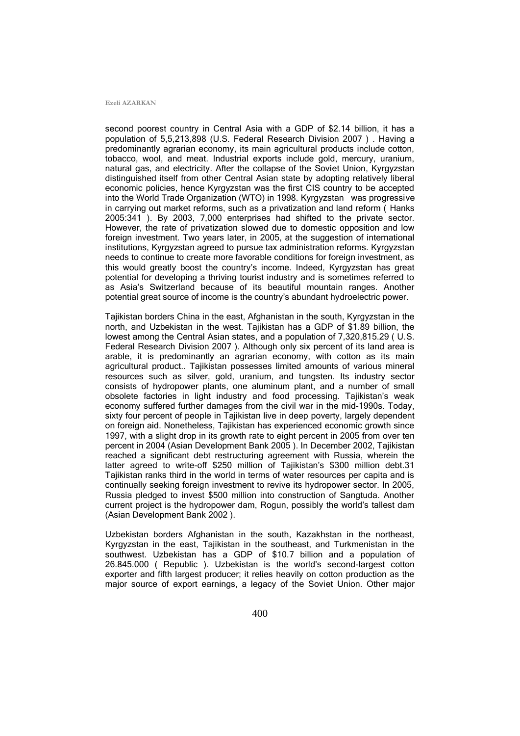second poorest country in Central Asia with a GDP of $2.14 billion, it has a population of 5,5,213,898 (U.S. Federal Research Division 2007 ) . Having a predominantly agrarian economy, its main agricultural products include cotton, tobacco, wool, and meat. Industrial exports include gold, mercury, uranium, natural gas, and electricity. After the collapse of the Soviet Union, Kyrgyzstan distinguished itself from other Central Asian state by adopting relatively liberal economic policies, hence Kyrgyzstan was the first CIS country to be accepted into the World Trade Organization (WTO) in 1998. Kyrgyzstan was progressive in carrying out market reforms, such as a privatization and land reform ( Hanks 2005:341 ). By 2003, 7,000 enterprises had shifted to the private sector. However, the rate of privatization slowed due to domestic opposition and low foreign investment. Two years later, in 2005, at the suggestion of international institutions, Kyrgyzstan agreed to pursue tax administration reforms. Kyrgyzstan needs to continue to create more favorable conditions for foreign investment, as this would greatly boost the country's income. Indeed, Kyrgyzstan has great potential for developing a thriving tourist industry and is sometimes referred to as Asia's Switzerland because of its beautiful mountain ranges. Another potential great source of income is the country's abundant hydroelectric power.

Tajikistan borders China in the east, Afghanistan in the south, Kyrgyzstan in the north, and Uzbekistan in the west. Tajikistan has a GDP of $1.89 billion, the lowest among the Central Asian states, and a population of 7,320,815.29 ( U.S. Federal Research Division 2007 ). Although only six percent of its land area is arable, it is predominantly an agrarian economy, with cotton as its main agricultural product.. Tajikistan possesses limited amounts of various mineral resources such as silver, gold, uranium, and tungsten. Its industry sector consists of hydropower plants, one aluminum plant, and a number of small obsolete factories in light industry and food processing. Tajikistan's weak economy suffered further damages from the civil war in the mid-1990s. Today, sixty four percent of people in Tajikistan live in deep poverty, largely dependent on foreign aid. Nonetheless, Tajikistan has experienced economic growth since 1997, with a slight drop in its growth rate to eight percent in 2005 from over ten percent in 2004 (Asian Development Bank 2005 ). In December 2002, Tajikistan reached a significant debt restructuring agreement with Russia, wherein the latter agreed to write-off $250 million of Tajikistan's $300 million debt.31 Tajikistan ranks third in the world in terms of water resources per capita and is continually seeking foreign investment to revive its hydropower sector. In 2005, Russia pledged to invest $500 million into construction of Sangtuda. Another current project is the hydropower dam, Rogun, possibly the world's tallest dam (Asian Development Bank 2002 ).

Uzbekistan borders Afghanistan in the south, Kazakhstan in the northeast, Kyrgyzstan in the east, Tajikistan in the southeast, and Turkmenistan in the southwest. Uzbekistan has a GDP of $10.7 billion and a population of 26.845.000 ( Republic ). Uzbekistan is the world's second-largest cotton exporter and fifth largest producer; it relies heavily on cotton production as the major source of export earnings, a legacy of the Soviet Union. Other major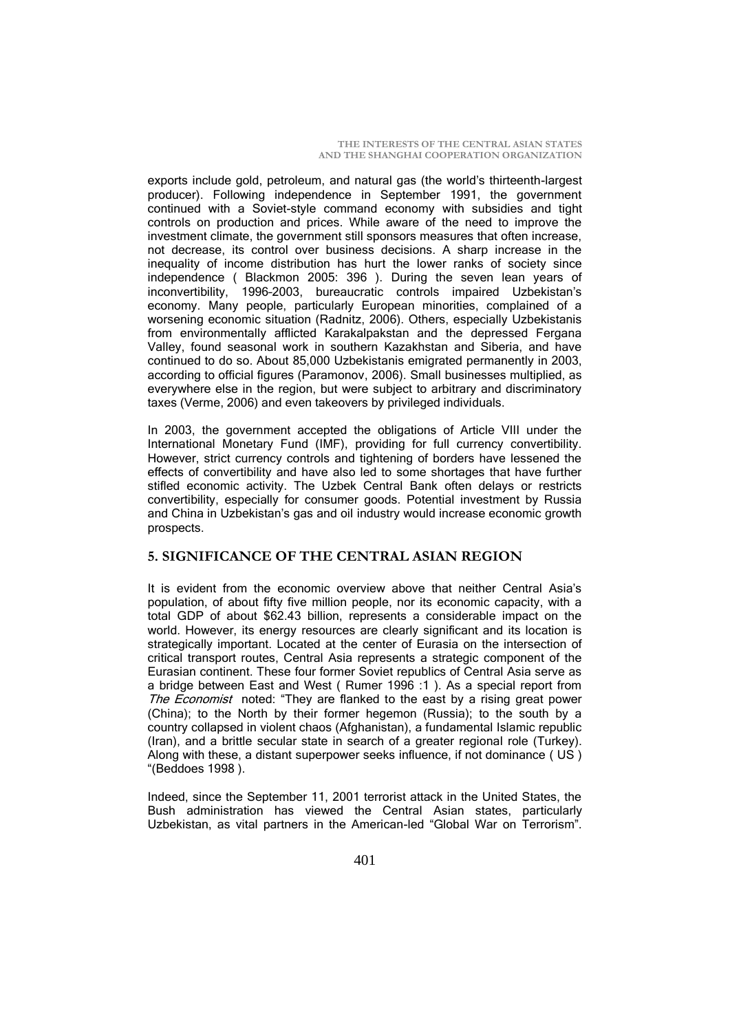exports include gold, petroleum, and natural gas (the world's thirteenth-largest producer). Following independence in September 1991, the government continued with a Soviet-style command economy with subsidies and tight controls on production and prices. While aware of the need to improve the investment climate, the government still sponsors measures that often increase, not decrease, its control over business decisions. A sharp increase in the inequality of income distribution has hurt the lower ranks of society since independence ( Blackmon 2005: 396 ). During the seven lean years of inconvertibility, 1996–2003, bureaucratic controls impaired Uzbekistan's economy. Many people, particularly European minorities, complained of a worsening economic situation (Radnitz, 2006). Others, especially Uzbekistanis from environmentally afflicted Karakalpakstan and the depressed Fergana Valley, found seasonal work in southern Kazakhstan and Siberia, and have continued to do so. About 85,000 Uzbekistanis emigrated permanently in 2003, according to official figures (Paramonov, 2006). Small businesses multiplied, as everywhere else in the region, but were subject to arbitrary and discriminatory taxes (Verme, 2006) and even takeovers by privileged individuals.

In 2003, the government accepted the obligations of Article VIII under the International Monetary Fund (IMF), providing for full currency convertibility. However, strict currency controls and tightening of borders have lessened the effects of convertibility and have also led to some shortages that have further stifled economic activity. The Uzbek Central Bank often delays or restricts convertibility, especially for consumer goods. Potential investment by Russia and China in Uzbekistan's gas and oil industry would increase economic growth prospects.

## 5. SIGNIFICANCE OF THE CENTRAL ASIAN REGION

It is evident from the economic overview above that neither Central Asia's population, of about fifty five million people, nor its economic capacity, with a total GDP of about $62.43 billion, represents a considerable impact on the world. However, its energy resources are clearly significant and its location is strategically important. Located at the center of Eurasia on the intersection of critical transport routes, Central Asia represents a strategic component of the Eurasian continent. These four former Soviet republics of Central Asia serve as a bridge between East and West ( Rumer 1996 :1 ). As a special report from *The Economist* noted: "They are flanked to the east by a rising great power (China); to the North by their former hegemon (Russia); to the south by a country collapsed in violent chaos (Afghanistan), a fundamental Islamic republic (Iran), and a brittle secular state in search of a greater regional role (Turkey). Along with these, a distant superpower seeks influence, if not dominance ( US ) "(Beddoes 1998 ).

Indeed, since the September 11, 2001 terrorist attack in the United States, the Bush administration has viewed the Central Asian states, particularly Uzbekistan, as vital partners in the American-led "Global War on Terrorism".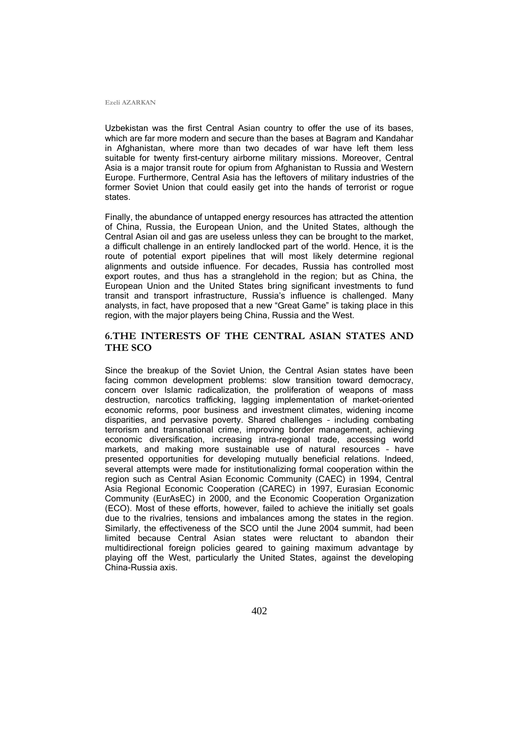Uzbekistan was the first Central Asian country to offer the use of its bases, which are far more modern and secure than the bases at Bagram and Kandahar in Afghanistan, where more than two decades of war have left them less suitable for twenty first-century airborne military missions. Moreover, Central Asia is a major transit route for opium from Afghanistan to Russia and Western Europe. Furthermore, Central Asia has the leftovers of military industries of the former Soviet Union that could easily get into the hands of terrorist or rogue states.

Finally, the abundance of untapped energy resources has attracted the attention of China, Russia, the European Union, and the United States, although the Central Asian oil and gas are useless unless they can be brought to the market, a difficult challenge in an entirely landlocked part of the world. Hence, it is the route of potential export pipelines that will most likely determine regional alignments and outside influence. For decades, Russia has controlled most export routes, and thus has a stranglehold in the region; but as China, the European Union and the United States bring significant investments to fund transit and transport infrastructure, Russia's influence is challenged. Many analysts, in fact, have proposed that a new "Great Game" is taking place in this region, with the major players being China, Russia and the West.

## 6.THE INTERESTS OF THE CENTRAL ASIAN STATES AND THE SCO

Since the breakup of the Soviet Union, the Central Asian states have been facing common development problems: slow transition toward democracy, concern over Islamic radicalization, the proliferation of weapons of mass destruction, narcotics trafficking, lagging implementation of market-oriented economic reforms, poor business and investment climates, widening income disparities, and pervasive poverty. Shared challenges – including combating terrorism and transnational crime, improving border management, achieving economic diversification, increasing intra-regional trade, accessing world markets, and making more sustainable use of natural resources – have presented opportunities for developing mutually beneficial relations. Indeed, several attempts were made for institutionalizing formal cooperation within the region such as Central Asian Economic Community (CAEC) in 1994, Central Asia Regional Economic Cooperation (CAREC) in 1997, Eurasian Economic Community (EurAsEC) in 2000, and the Economic Cooperation Organization (ECO). Most of these efforts, however, failed to achieve the initially set goals due to the rivalries, tensions and imbalances among the states in the region. Similarly, the effectiveness of the SCO until the June 2004 summit, had been limited because Central Asian states were reluctant to abandon their multidirectional foreign policies geared to gaining maximum advantage by playing off the West, particularly the United States, against the developing China-Russia axis.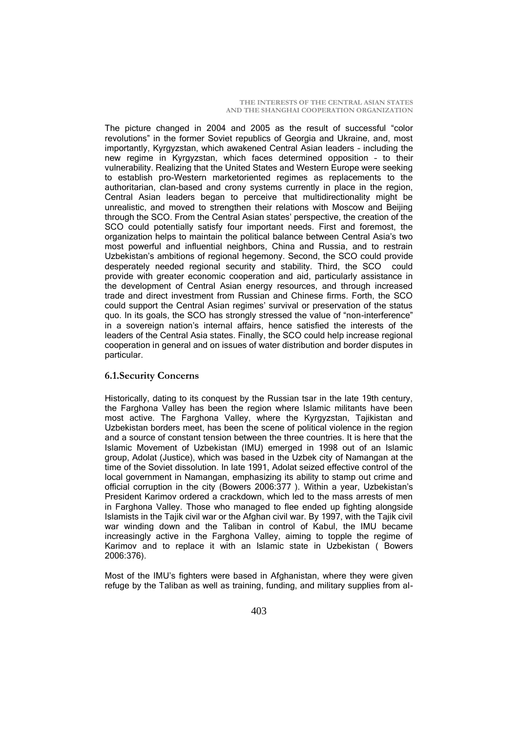The picture changed in 2004 and 2005 as the result of successful "color revolutions" in the former Soviet republics of Georgia and Ukraine, and, most importantly, Kyrgyzstan, which awakened Central Asian leaders – including the new regime in Kyrgyzstan, which faces determined opposition – to their vulnerability. Realizing that the United States and Western Europe were seeking to establish pro-Western marketoriented regimes as replacements to the authoritarian, clan-based and crony systems currently in place in the region, Central Asian leaders began to perceive that multidirectionality might be unrealistic, and moved to strengthen their relations with Moscow and Beijing through the SCO. From the Central Asian states' perspective, the creation of the SCO could potentially satisfy four important needs. First and foremost, the organization helps to maintain the political balance between Central Asia's two most powerful and influential neighbors, China and Russia, and to restrain Uzbekistan's ambitions of regional hegemony. Second, the SCO could provide desperately needed regional security and stability. Third, the SCO could provide with greater economic cooperation and aid, particularly assistance in the development of Central Asian energy resources, and through increased trade and direct investment from Russian and Chinese firms. Forth, the SCO could support the Central Asian regimes' survival or preservation of the status quo. In its goals, the SCO has strongly stressed the value of "non-interference" in a sovereign nation's internal affairs, hence satisfied the interests of the leaders of the Central Asia states. Finally, the SCO could help increase regional cooperation in general and on issues of water distribution and border disputes in particular.

## 6.1.Security Concerns

Historically, dating to its conquest by the Russian tsar in the late 19th century, the Farghona Valley has been the region where Islamic militants have been most active. The Farghona Valley, where the Kyrgyzstan, Tajikistan and Uzbekistan borders meet, has been the scene of political violence in the region and a source of constant tension between the three countries. It is here that the Islamic Movement of Uzbekistan (IMU) emerged in 1998 out of an Islamic group, Adolat (Justice), which was based in the Uzbek city of Namangan at the time of the Soviet dissolution. In late 1991, Adolat seized effective control of the local government in Namangan, emphasizing its ability to stamp out crime and official corruption in the city (Bowers 2006:377 ). Within a year, Uzbekistan's President Karimov ordered a crackdown, which led to the mass arrests of men in Farghona Valley. Those who managed to flee ended up fighting alongside Islamists in the Tajik civil war or the Afghan civil war. By 1997, with the Tajik civil war winding down and the Taliban in control of Kabul, the IMU became increasingly active in the Farghona Valley, aiming to topple the regime of Karimov and to replace it with an Islamic state in Uzbekistan ( Bowers 2006:376).

Most of the IMU's fighters were based in Afghanistan, where they were given refuge by the Taliban as well as training, funding, and military supplies from al-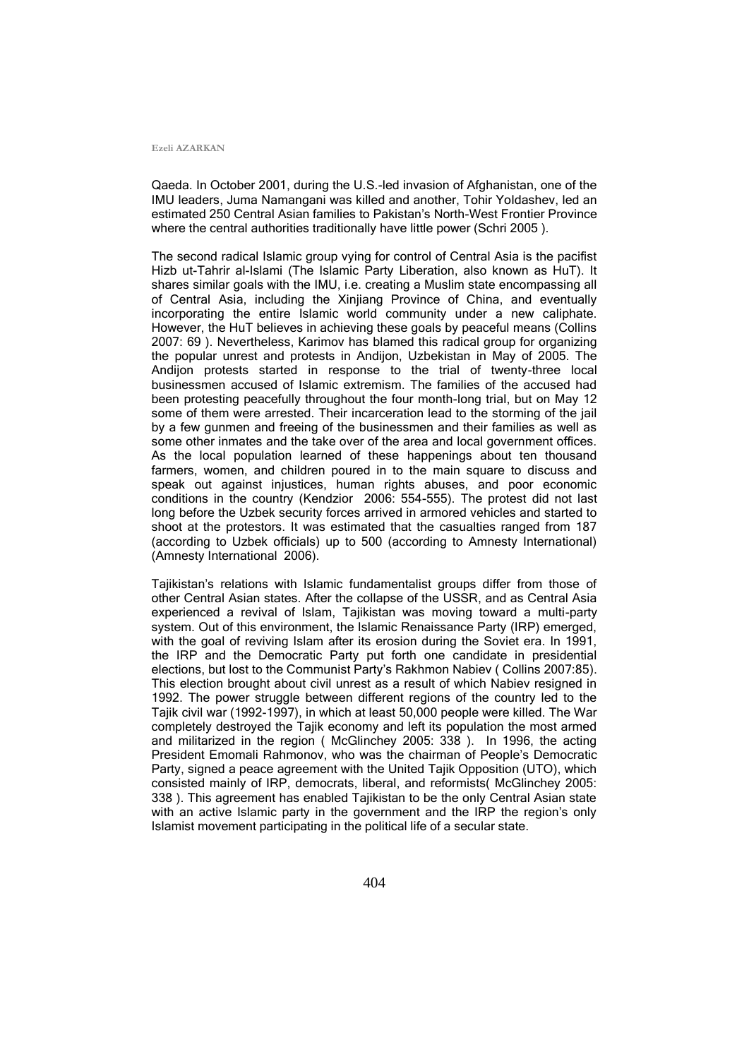Qaeda. In October 2001, during the U.S.-led invasion of Afghanistan, one of the IMU leaders, Juma Namangani was killed and another, Tohir Yoldashev, led an estimated 250 Central Asian families to Pakistan's North-West Frontier Province where the central authorities traditionally have little power (Schri 2005 ).

The second radical Islamic group vying for control of Central Asia is the pacifist Hizb ut-Tahrir al-Islami (The Islamic Party Liberation, also known as HuT). It shares similar goals with the IMU, i.e. creating a Muslim state encompassing all of Central Asia, including the Xinjiang Province of China, and eventually incorporating the entire Islamic world community under a new caliphate. However, the HuT believes in achieving these goals by peaceful means (Collins 2007: 69 ). Nevertheless, Karimov has blamed this radical group for organizing the popular unrest and protests in Andijon, Uzbekistan in May of 2005. The Andijon protests started in response to the trial of twenty-three local businessmen accused of Islamic extremism. The families of the accused had been protesting peacefully throughout the four month-long trial, but on May 12 some of them were arrested. Their incarceration lead to the storming of the jail by a few gunmen and freeing of the businessmen and their families as well as some other inmates and the take over of the area and local government offices. As the local population learned of these happenings about ten thousand farmers, women, and children poured in to the main square to discuss and speak out against injustices, human rights abuses, and poor economic conditions in the country (Kendzior 2006: 554-555). The protest did not last long before the Uzbek security forces arrived in armored vehicles and started to shoot at the protestors. It was estimated that the casualties ranged from 187 (according to Uzbek officials) up to 500 (according to Amnesty International) (Amnesty International 2006).

Tajikistan's relations with Islamic fundamentalist groups differ from those of other Central Asian states. After the collapse of the USSR, and as Central Asia experienced a revival of Islam, Tajikistan was moving toward a multi-party system. Out of this environment, the Islamic Renaissance Party (IRP) emerged, with the goal of reviving Islam after its erosion during the Soviet era. In 1991, the IRP and the Democratic Party put forth one candidate in presidential elections, but lost to the Communist Party's Rakhmon Nabiev ( Collins 2007:85). This election brought about civil unrest as a result of which Nabiev resigned in 1992. The power struggle between different regions of the country led to the Tajik civil war (1992-1997), in which at least 50,000 people were killed. The War completely destroyed the Tajik economy and left its population the most armed and militarized in the region ( McGlinchey 2005: 338 ). In 1996, the acting President Emomali Rahmonov, who was the chairman of People's Democratic Party, signed a peace agreement with the United Tajik Opposition (UTO), which consisted mainly of IRP, democrats, liberal, and reformists( McGlinchey 2005: 338 ). This agreement has enabled Tajikistan to be the only Central Asian state with an active Islamic party in the government and the IRP the region's only Islamist movement participating in the political life of a secular state.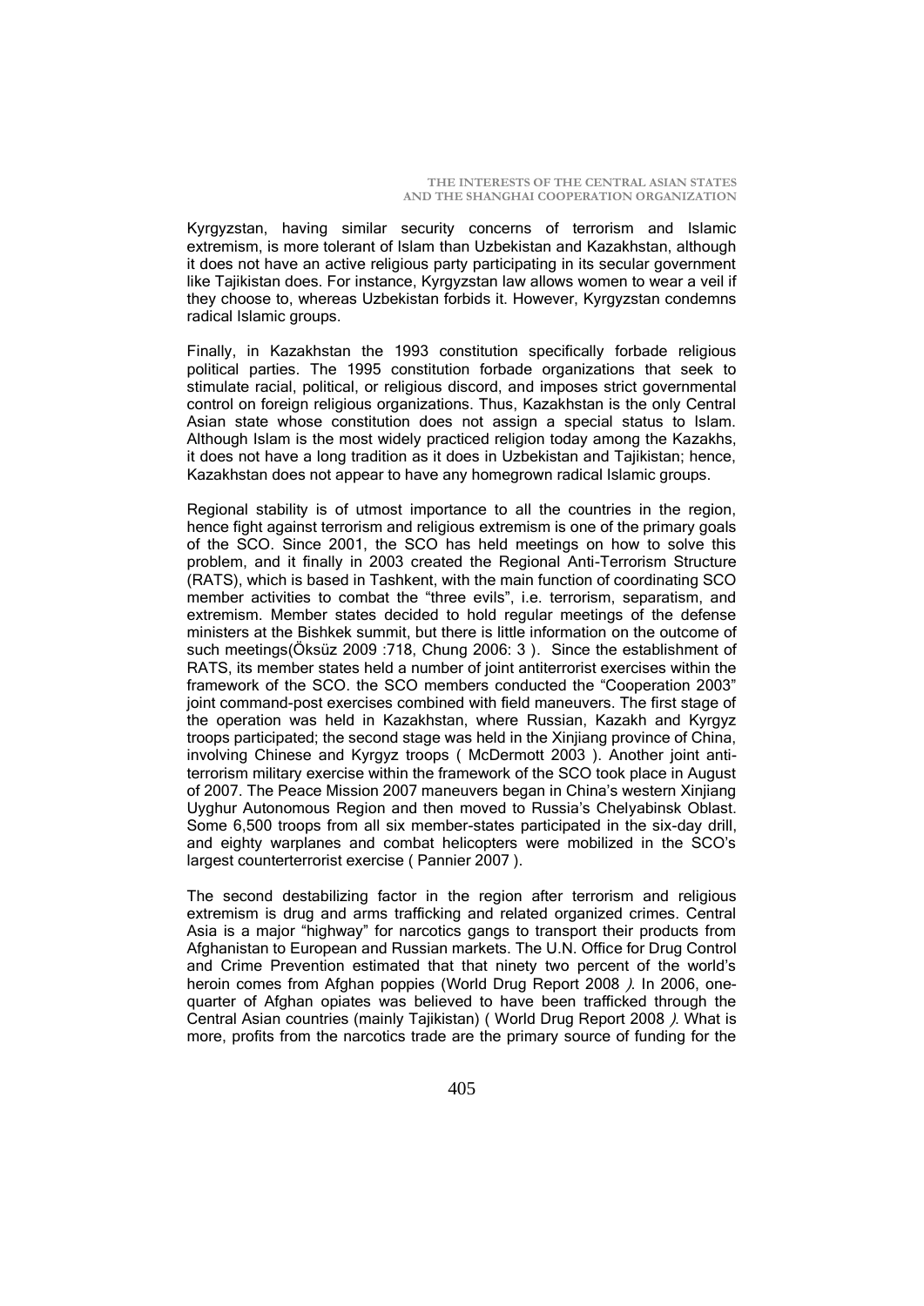Kyrgyzstan, having similar security concerns of terrorism and Islamic extremism, is more tolerant of Islam than Uzbekistan and Kazakhstan, although it does not have an active religious party participating in its secular government like Tajikistan does. For instance, Kyrgyzstan law allows women to wear a veil if they choose to, whereas Uzbekistan forbids it. However, Kyrgyzstan condemns radical Islamic groups.

Finally, in Kazakhstan the 1993 constitution specifically forbade religious political parties. The 1995 constitution forbade organizations that seek to stimulate racial, political, or religious discord, and imposes strict governmental control on foreign religious organizations. Thus, Kazakhstan is the only Central Asian state whose constitution does not assign a special status to Islam. Although Islam is the most widely practiced religion today among the Kazakhs, it does not have a long tradition as it does in Uzbekistan and Tajikistan; hence, Kazakhstan does not appear to have any homegrown radical Islamic groups.

Regional stability is of utmost importance to all the countries in the region, hence fight against terrorism and religious extremism is one of the primary goals of the SCO. Since 2001, the SCO has held meetings on how to solve this problem, and it finally in 2003 created the Regional Anti-Terrorism Structure (RATS), which is based in Tashkent, with the main function of coordinating SCO member activities to combat the "three evils", i.e. terrorism, separatism, and extremism. Member states decided to hold regular meetings of the defense ministers at the Bishkek summit, but there is little information on the outcome of such meetings(Öksüz 2009 :718, Chung 2006: 3 ). Since the establishment of RATS, its member states held a number of joint antiterrorist exercises within the framework of the SCO. the SCO members conducted the "Cooperation 2003" joint command-post exercises combined with field maneuvers. The first stage of the operation was held in Kazakhstan, where Russian, Kazakh and Kyrgyz troops participated; the second stage was held in the Xinjiang province of China, involving Chinese and Kyrgyz troops ( McDermott 2003 ). Another joint anti-terrorism military exercise within the framework of the SCO took place in August of 2007. The Peace Mission 2007 maneuvers began in China's western Xinjiang Uyghur Autonomous Region and then moved to Russia's Chelyabinsk Oblast. Some 6,500 troops from all six member-states participated in the six-day drill, and eighty warplanes and combat helicopters were mobilized in the SCO's largest counterterrorist exercise ( Pannier 2007 ).

The second destabilizing factor in the region after terrorism and religious extremism is drug and arms trafficking and related organized crimes. Central Asia is a major "highway" for narcotics gangs to transport their products from Afghanistan to European and Russian markets. The U.N. Office for Drug Control and Crime Prevention estimated that that ninety two percent of the world's heroin comes from Afghan poppies (World Drug Report 2008 *)*. In 2006, one-quarter of Afghan opiates was believed to have been trafficked through the Central Asian countries (mainly Tajikistan) ( World Drug Report 2008 *)*. What is more, profits from the narcotics trade are the primary source of funding for the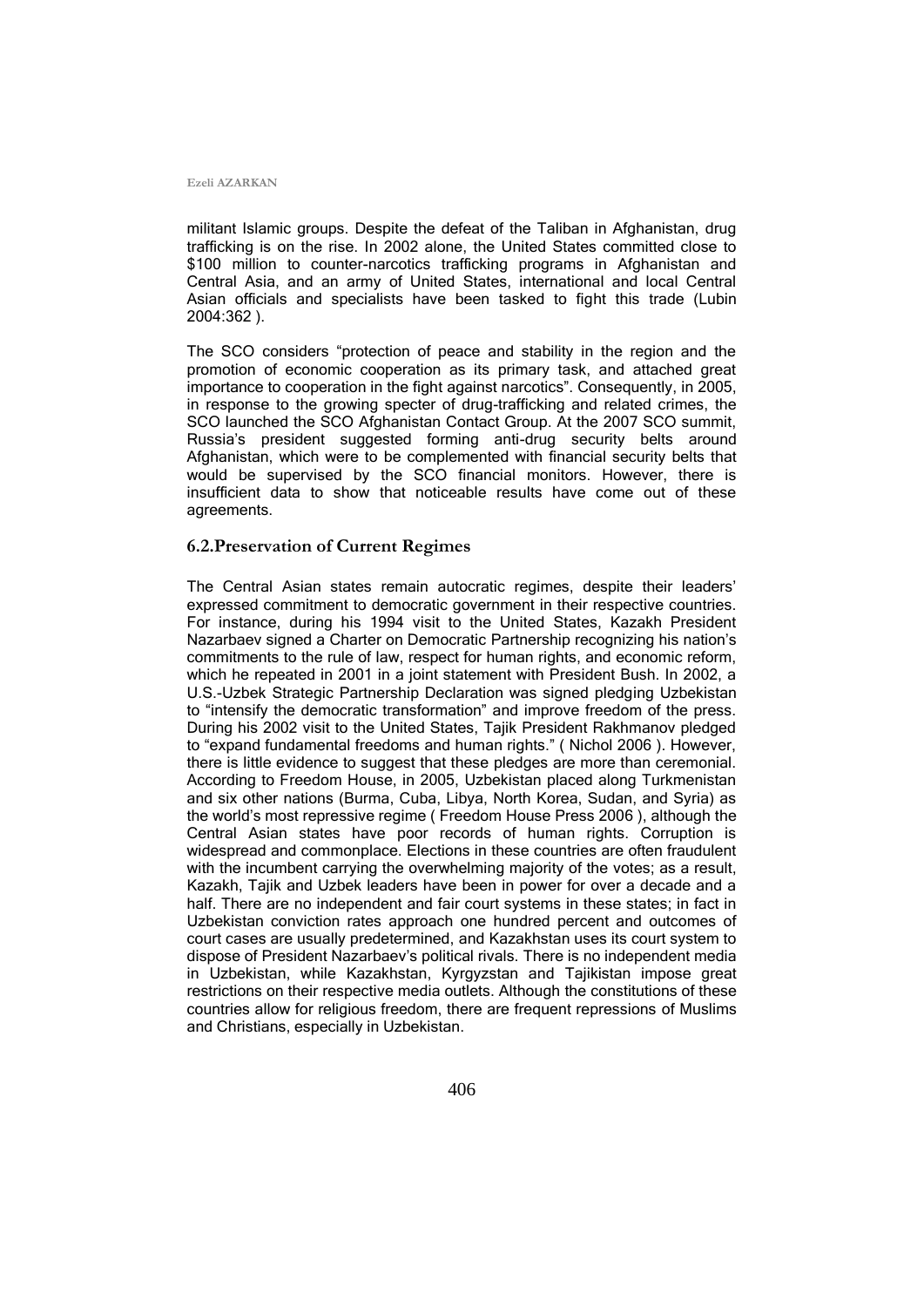militant Islamic groups. Despite the defeat of the Taliban in Afghanistan, drug trafficking is on the rise. In 2002 alone, the United States committed close to \$100 million to counter-narcotics trafficking programs in Afghanistan and Central Asia, and an army of United States, international and local Central Asian officials and specialists have been tasked to fight this trade (Lubin 2004:362 ).

The SCO considers "protection of peace and stability in the region and the promotion of economic cooperation as its primary task, and attached great importance to cooperation in the fight against narcotics". Consequently, in 2005, in response to the growing specter of drug-trafficking and related crimes, the SCO launched the SCO Afghanistan Contact Group. At the 2007 SCO summit, Russia's president suggested forming anti-drug security belts around Afghanistan, which were to be complemented with financial security belts that would be supervised by the SCO financial monitors. However, there is insufficient data to show that noticeable results have come out of these agreements.

### 6.2.Preservation of Current Regimes

The Central Asian states remain autocratic regimes, despite their leaders' expressed commitment to democratic government in their respective countries. For instance, during his 1994 visit to the United States, Kazakh President Nazarbaev signed a Charter on Democratic Partnership recognizing his nation's commitments to the rule of law, respect for human rights, and economic reform, which he repeated in 2001 in a joint statement with President Bush. In 2002, a U.S.-Uzbek Strategic Partnership Declaration was signed pledging Uzbekistan to "intensify the democratic transformation" and improve freedom of the press. During his 2002 visit to the United States, Tajik President Rakhmanov pledged to "expand fundamental freedoms and human rights." ( Nichol 2006 ). However, there is little evidence to suggest that these pledges are more than ceremonial. According to Freedom House, in 2005, Uzbekistan placed along Turkmenistan and six other nations (Burma, Cuba, Libya, North Korea, Sudan, and Syria) as the world's most repressive regime ( Freedom House Press 2006 ), although the Central Asian states have poor records of human rights. Corruption is widespread and commonplace. Elections in these countries are often fraudulent with the incumbent carrying the overwhelming majority of the votes; as a result, Kazakh, Tajik and Uzbek leaders have been in power for over a decade and a half. There are no independent and fair court systems in these states; in fact in Uzbekistan conviction rates approach one hundred percent and outcomes of court cases are usually predetermined, and Kazakhstan uses its court system to dispose of President Nazarbaev's political rivals. There is no independent media in Uzbekistan, while Kazakhstan, Kyrgyzstan and Tajikistan impose great restrictions on their respective media outlets. Although the constitutions of these countries allow for religious freedom, there are frequent repressions of Muslims and Christians, especially in Uzbekistan.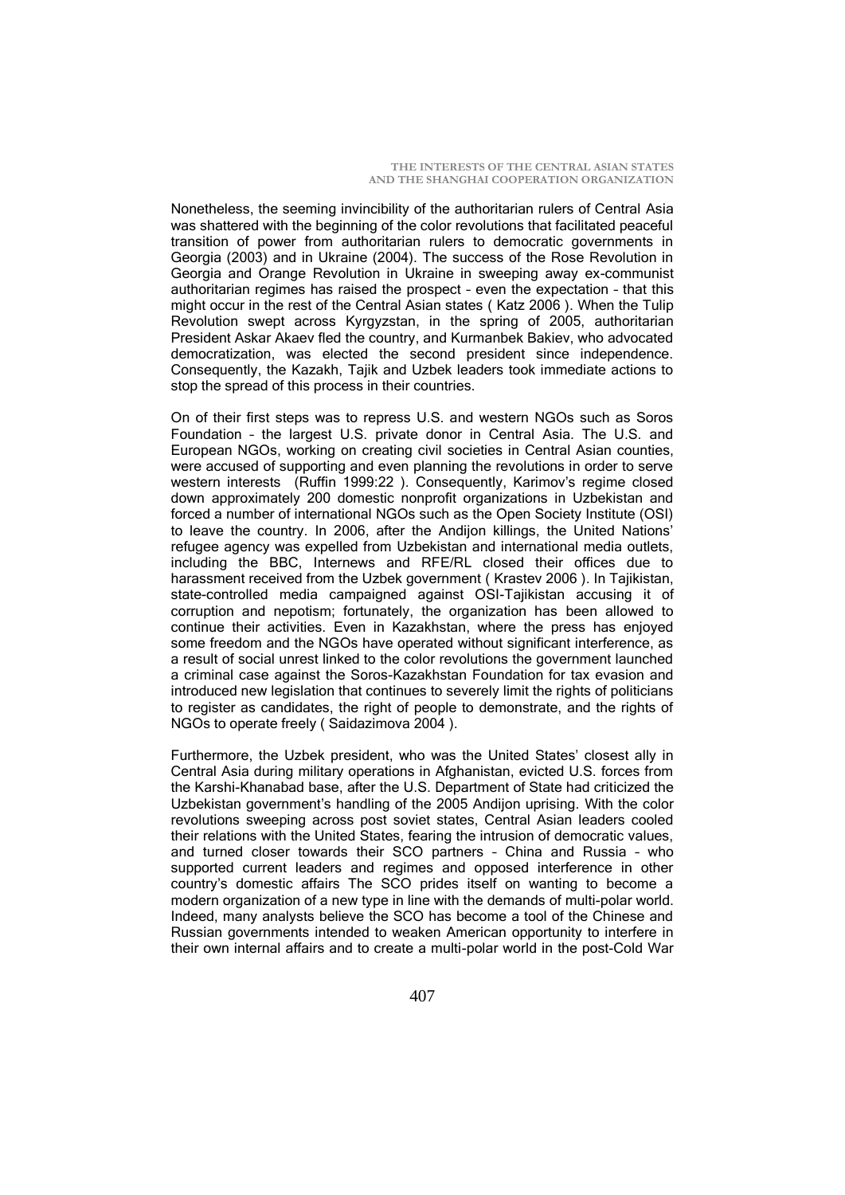Nonetheless, the seeming invincibility of the authoritarian rulers of Central Asia was shattered with the beginning of the color revolutions that facilitated peaceful transition of power from authoritarian rulers to democratic governments in Georgia (2003) and in Ukraine (2004). The success of the Rose Revolution in Georgia and Orange Revolution in Ukraine in sweeping away ex-communist authoritarian regimes has raised the prospect – even the expectation – that this might occur in the rest of the Central Asian states ( Katz 2006 ). When the Tulip Revolution swept across Kyrgyzstan, in the spring of 2005, authoritarian President Askar Akaev fled the country, and Kurmanbek Bakiev, who advocated democratization, was elected the second president since independence. Consequently, the Kazakh, Tajik and Uzbek leaders took immediate actions to stop the spread of this process in their countries.

On of their first steps was to repress U.S. and western NGOs such as Soros Foundation – the largest U.S. private donor in Central Asia. The U.S. and European NGOs, working on creating civil societies in Central Asian counties, were accused of supporting and even planning the revolutions in order to serve western interests (Ruffin 1999:22 ). Consequently, Karimov's regime closed down approximately 200 domestic nonprofit organizations in Uzbekistan and forced a number of international NGOs such as the Open Society Institute (OSI) to leave the country. In 2006, after the Andijon killings, the United Nations' refugee agency was expelled from Uzbekistan and international media outlets, including the BBC, Internews and RFE/RL closed their offices due to harassment received from the Uzbek government ( Krastev 2006 ). In Tajikistan, state-controlled media campaigned against OSI-Tajikistan accusing it of corruption and nepotism; fortunately, the organization has been allowed to continue their activities. Even in Kazakhstan, where the press has enjoyed some freedom and the NGOs have operated without significant interference, as a result of social unrest linked to the color revolutions the government launched a criminal case against the Soros-Kazakhstan Foundation for tax evasion and introduced new legislation that continues to severely limit the rights of politicians to register as candidates, the right of people to demonstrate, and the rights of NGOs to operate freely ( Saidazimova 2004 ).

Furthermore, the Uzbek president, who was the United States' closest ally in Central Asia during military operations in Afghanistan, evicted U.S. forces from the Karshi-Khanabad base, after the U.S. Department of State had criticized the Uzbekistan government's handling of the 2005 Andijon uprising. With the color revolutions sweeping across post soviet states, Central Asian leaders cooled their relations with the United States, fearing the intrusion of democratic values, and turned closer towards their SCO partners – China and Russia – who supported current leaders and regimes and opposed interference in other country's domestic affairs The SCO prides itself on wanting to become a modern organization of a new type in line with the demands of multi-polar world. Indeed, many analysts believe the SCO has become a tool of the Chinese and Russian governments intended to weaken American opportunity to interfere in their own internal affairs and to create a multi-polar world in the post-Cold War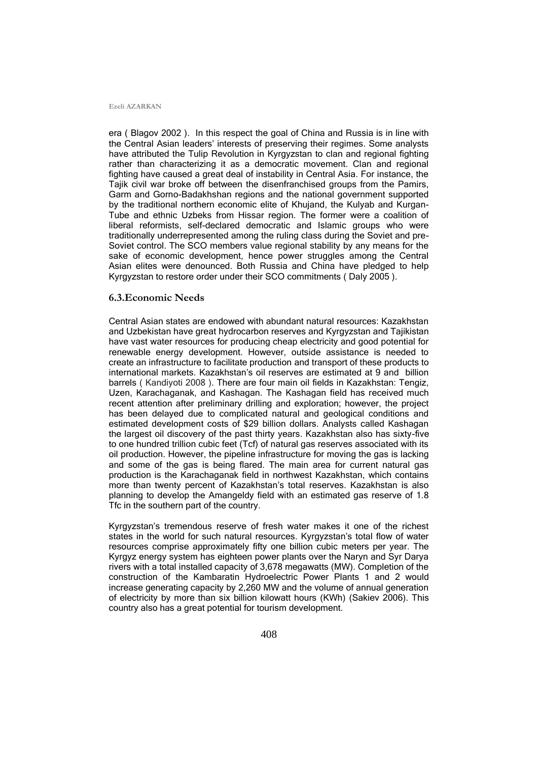era ( Blagov 2002 ). In this respect the goal of China and Russia is in line with the Central Asian leaders' interests of preserving their regimes. Some analysts have attributed the Tulip Revolution in Kyrgyzstan to clan and regional fighting rather than characterizing it as a democratic movement. Clan and regional fighting have caused a great deal of instability in Central Asia. For instance, the Tajik civil war broke off between the disenfranchised groups from the Pamirs, Garm and Gorno-Badakhshan regions and the national government supported by the traditional northern economic elite of Khujand, the Kulyab and Kurgan-Tube and ethnic Uzbeks from Hissar region. The former were a coalition of liberal reformists, self-declared democratic and Islamic groups who were traditionally underrepresented among the ruling class during the Soviet and pre-Soviet control. The SCO members value regional stability by any means for the sake of economic development, hence power struggles among the Central Asian elites were denounced. Both Russia and China have pledged to help Kyrgyzstan to restore order under their SCO commitments ( Daly 2005 ).

## 6.3.Economic Needs

Central Asian states are endowed with abundant natural resources: Kazakhstan and Uzbekistan have great hydrocarbon reserves and Kyrgyzstan and Tajikistan have vast water resources for producing cheap electricity and good potential for renewable energy development. However, outside assistance is needed to create an infrastructure to facilitate production and transport of these products to international markets. Kazakhstan's oil reserves are estimated at 9 and billion barrels ( Kandiyoti 2008 ). There are four main oil fields in Kazakhstan: Tengiz, Uzen, Karachaganak, and Kashagan. The Kashagan field has received much recent attention after preliminary drilling and exploration; however, the project has been delayed due to complicated natural and geological conditions and estimated development costs of $29 billion dollars. Analysts called Kashagan the largest oil discovery of the past thirty years. Kazakhstan also has sixty-five to one hundred trillion cubic feet (Tcf) of natural gas reserves associated with its oil production. However, the pipeline infrastructure for moving the gas is lacking and some of the gas is being flared. The main area for current natural gas production is the Karachaganak field in northwest Kazakhstan, which contains more than twenty percent of Kazakhstan's total reserves. Kazakhstan is also planning to develop the Amangeldy field with an estimated gas reserve of 1.8 Tfc in the southern part of the country.

Kyrgyzstan's tremendous reserve of fresh water makes it one of the richest states in the world for such natural resources. Kyrgyzstan's total flow of water resources comprise approximately fifty one billion cubic meters per year. The Kyrgyz energy system has eighteen power plants over the Naryn and Syr Darya rivers with a total installed capacity of 3,678 megawatts (MW). Completion of the construction of the Kambaratin Hydroelectric Power Plants 1 and 2 would increase generating capacity by 2,260 MW and the volume of annual generation of electricity by more than six billion kilowatt hours (KWh) (Sakiev 2006). This country also has a great potential for tourism development.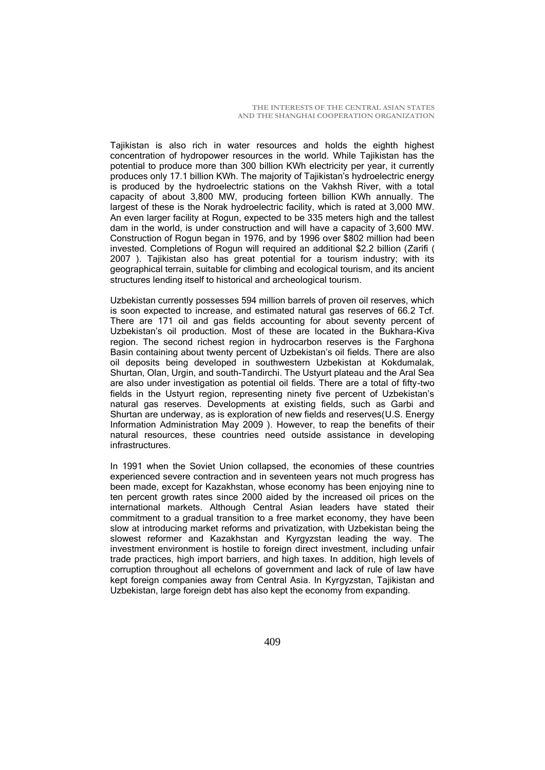Tajikistan is also rich in water resources and holds the eighth highest concentration of hydropower resources in the world. While Tajikistan has the potential to produce more than 300 billion KWh electricity per year, it currently produces only 17.1 billion KWh. The majority of Tajikistan's hydroelectric energy is produced by the hydroelectric stations on the Vakhsh River, with a total capacity of about 3,800 MW, producing forteen billion KWh annually. The largest of these is the Norak hydroelectric facility, which is rated at 3,000 MW. An even larger facility at Rogun, expected to be 335 meters high and the tallest dam in the world, is under construction and will have a capacity of 3,600 MW. Construction of Rogun began in 1976, and by 1996 over $802 million had been invested. Completions of Rogun will required an additional $2.2 billion (Zarifi ( 2007 ). Tajikistan also has great potential for a tourism industry; with its geographical terrain, suitable for climbing and ecological tourism, and its ancient structures lending itself to historical and archeological tourism.

Uzbekistan currently possesses 594 million barrels of proven oil reserves, which is soon expected to increase, and estimated natural gas reserves of 66.2 Tcf. There are 171 oil and gas fields accounting for about seventy percent of Uzbekistan's oil production. Most of these are located in the Bukhara-Kiva region. The second richest region in hydrocarbon reserves is the Farghona Basin containing about twenty percent of Uzbekistan's oil fields. There are also oil deposits being developed in southwestern Uzbekistan at Kokdumalak, Shurtan, Olan, Urgin, and south-Tandirchi. The Ustyurt plateau and the Aral Sea are also under investigation as potential oil fields. There are a total of fifty-two fields in the Ustyurt region, representing ninety five percent of Uzbekistan's natural gas reserves. Developments at existing fields, such as Garbi and Shurtan are underway, as is exploration of new fields and reserves(U.S. Energy Information Administration May 2009 ). However, to reap the benefits of their natural resources, these countries need outside assistance in developing infrastructures.

In 1991 when the Soviet Union collapsed, the economies of these countries experienced severe contraction and in seventeen years not much progress has been made, except for Kazakhstan, whose economy has been enjoying nine to ten percent growth rates since 2000 aided by the increased oil prices on the international markets. Although Central Asian leaders have stated their commitment to a gradual transition to a free market economy, they have been slow at introducing market reforms and privatization, with Uzbekistan being the slowest reformer and Kazakhstan and Kyrgyzstan leading the way. The investment environment is hostile to foreign direct investment, including unfair trade practices, high import barriers, and high taxes. In addition, high levels of corruption throughout all echelons of government and lack of rule of law have kept foreign companies away from Central Asia. In Kyrgyzstan, Tajikistan and Uzbekistan, large foreign debt has also kept the economy from expanding.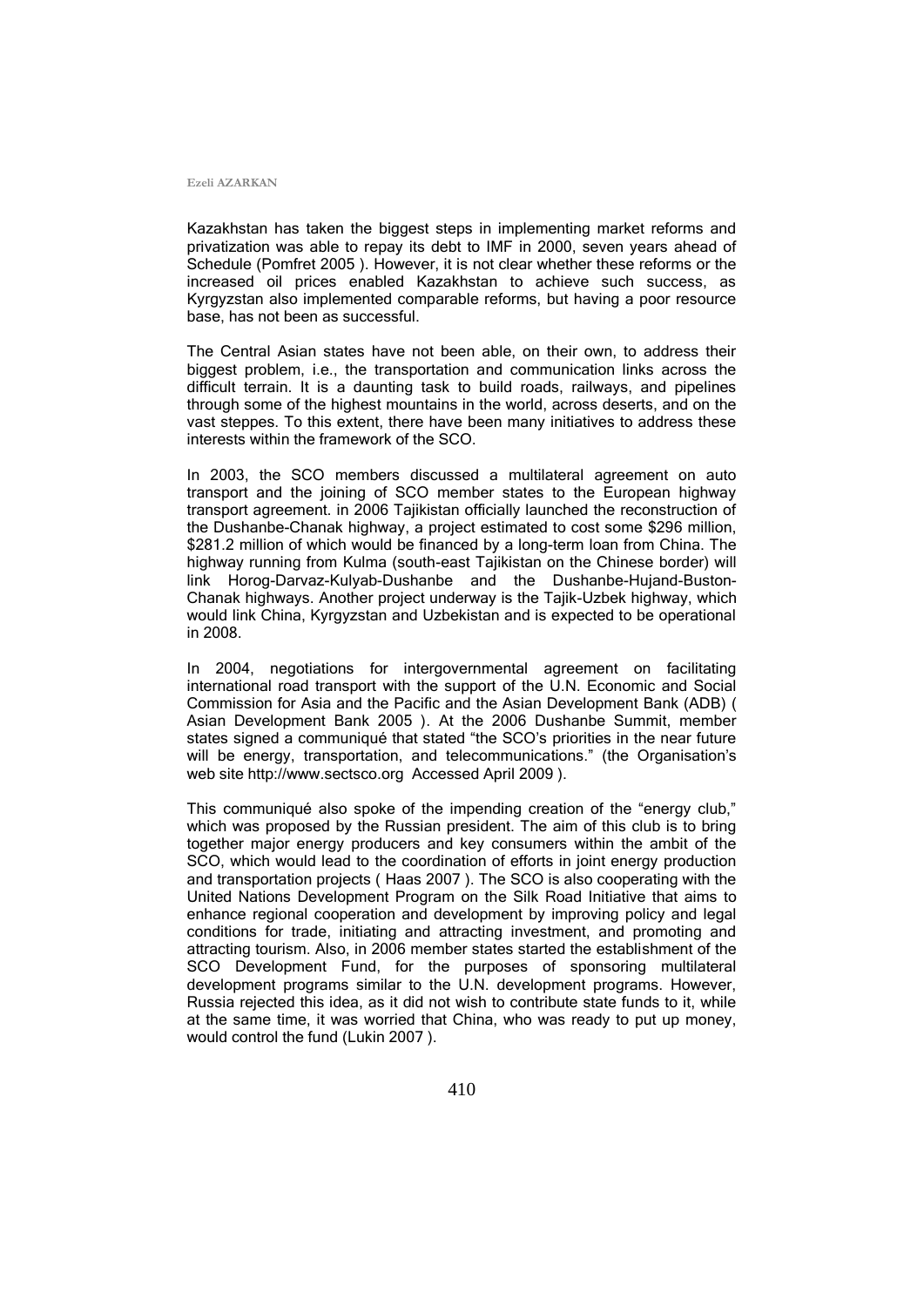Kazakhstan has taken the biggest steps in implementing market reforms and privatization was able to repay its debt to IMF in 2000, seven years ahead of Schedule (Pomfret 2005 ). However, it is not clear whether these reforms or the increased oil prices enabled Kazakhstan to achieve such success, as Kyrgyzstan also implemented comparable reforms, but having a poor resource base, has not been as successful.

The Central Asian states have not been able, on their own, to address their biggest problem, i.e., the transportation and communication links across the difficult terrain. It is a daunting task to build roads, railways, and pipelines through some of the highest mountains in the world, across deserts, and on the vast steppes. To this extent, there have been many initiatives to address these interests within the framework of the SCO.

In 2003, the SCO members discussed a multilateral agreement on auto transport and the joining of SCO member states to the European highway transport agreement. in 2006 Tajikistan officially launched the reconstruction of the Dushanbe-Chanak highway, a project estimated to cost some $296 million, $281.2 million of which would be financed by a long-term loan from China. The highway running from Kulma (south-east Tajikistan on the Chinese border) will link Horog-Darvaz-Kulyab-Dushanbe and the Dushanbe-Hujand-Buston-Chanak highways. Another project underway is the Tajik-Uzbek highway, which would link China, Kyrgyzstan and Uzbekistan and is expected to be operational in 2008.

In 2004, negotiations for intergovernmental agreement on facilitating international road transport with the support of the U.N. Economic and Social Commission for Asia and the Pacific and the Asian Development Bank (ADB) ( Asian Development Bank 2005 ). At the 2006 Dushanbe Summit, member states signed a communiqué that stated "the SCO's priorities in the near future will be energy, transportation, and telecommunications." (the Organisation's web site http://www.sectsco.org Accessed April 2009 ).

This communiqué also spoke of the impending creation of the "energy club," which was proposed by the Russian president. The aim of this club is to bring together major energy producers and key consumers within the ambit of the SCO, which would lead to the coordination of efforts in joint energy production and transportation projects ( Haas 2007 ). The SCO is also cooperating with the United Nations Development Program on the Silk Road Initiative that aims to enhance regional cooperation and development by improving policy and legal conditions for trade, initiating and attracting investment, and promoting and attracting tourism. Also, in 2006 member states started the establishment of the SCO Development Fund, for the purposes of sponsoring multilateral development programs similar to the U.N. development programs. However, Russia rejected this idea, as it did not wish to contribute state funds to it, while at the same time, it was worried that China, who was ready to put up money, would control the fund (Lukin 2007 ).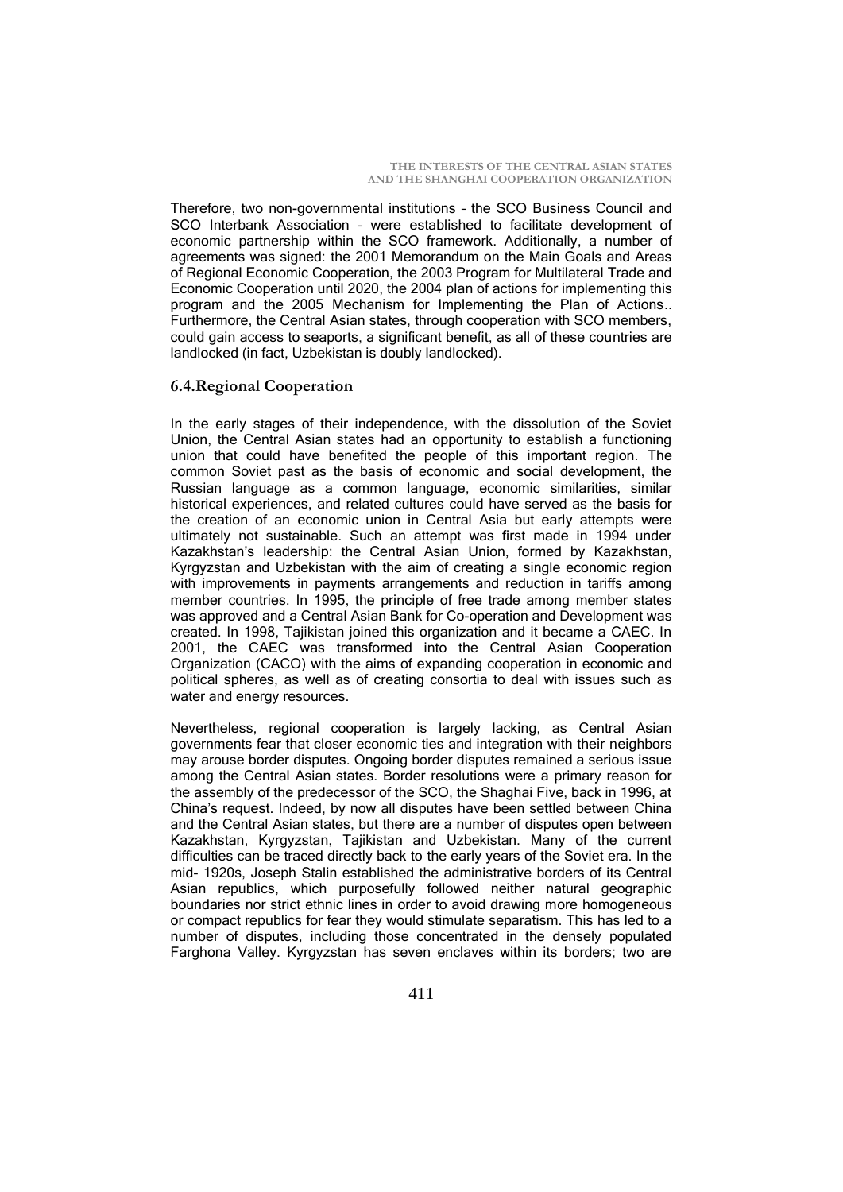Therefore, two non-governmental institutions – the SCO Business Council and SCO Interbank Association – were established to facilitate development of economic partnership within the SCO framework. Additionally, a number of agreements was signed: the 2001 Memorandum on the Main Goals and Areas of Regional Economic Cooperation, the 2003 Program for Multilateral Trade and Economic Cooperation until 2020, the 2004 plan of actions for implementing this program and the 2005 Mechanism for Implementing the Plan of Actions.. Furthermore, the Central Asian states, through cooperation with SCO members, could gain access to seaports, a significant benefit, as all of these countries are landlocked (in fact, Uzbekistan is doubly landlocked).

## 6.4.Regional Cooperation

In the early stages of their independence, with the dissolution of the Soviet Union, the Central Asian states had an opportunity to establish a functioning union that could have benefited the people of this important region. The common Soviet past as the basis of economic and social development, the Russian language as a common language, economic similarities, similar historical experiences, and related cultures could have served as the basis for the creation of an economic union in Central Asia but early attempts were ultimately not sustainable. Such an attempt was first made in 1994 under Kazakhstan's leadership: the Central Asian Union, formed by Kazakhstan, Kyrgyzstan and Uzbekistan with the aim of creating a single economic region with improvements in payments arrangements and reduction in tariffs among member countries. In 1995, the principle of free trade among member states was approved and a Central Asian Bank for Co-operation and Development was created. In 1998, Tajikistan joined this organization and it became a CAEC. In 2001, the CAEC was transformed into the Central Asian Cooperation Organization (CACO) with the aims of expanding cooperation in economic and political spheres, as well as of creating consortia to deal with issues such as water and energy resources.

Nevertheless, regional cooperation is largely lacking, as Central Asian governments fear that closer economic ties and integration with their neighbors may arouse border disputes. Ongoing border disputes remained a serious issue among the Central Asian states. Border resolutions were a primary reason for the assembly of the predecessor of the SCO, the Shaghai Five, back in 1996, at China's request. Indeed, by now all disputes have been settled between China and the Central Asian states, but there are a number of disputes open between Kazakhstan, Kyrgyzstan, Tajikistan and Uzbekistan. Many of the current difficulties can be traced directly back to the early years of the Soviet era. In the mid- 1920s, Joseph Stalin established the administrative borders of its Central Asian republics, which purposefully followed neither natural geographic boundaries nor strict ethnic lines in order to avoid drawing more homogeneous or compact republics for fear they would stimulate separatism. This has led to a number of disputes, including those concentrated in the densely populated Farghona Valley. Kyrgyzstan has seven enclaves within its borders; two are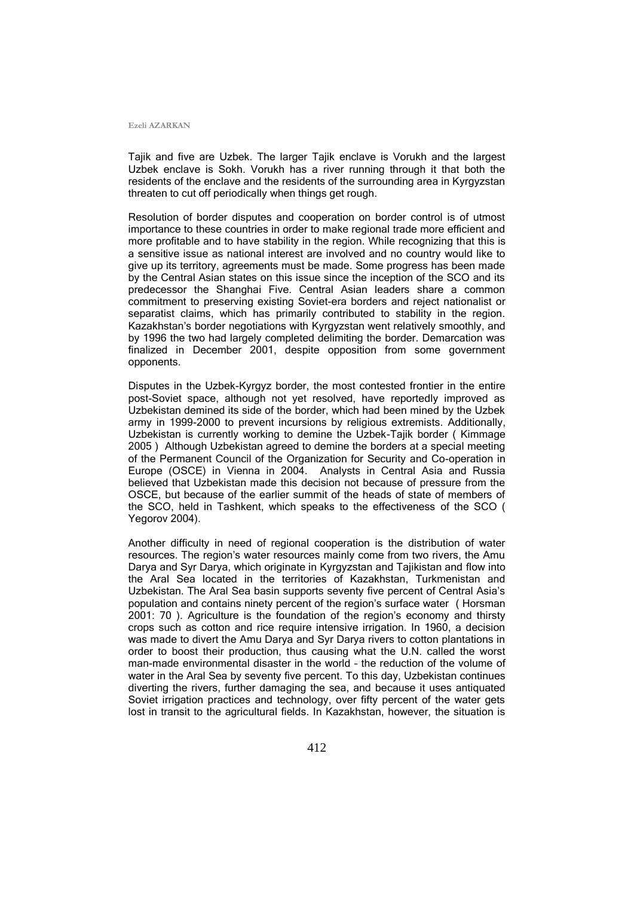Tajik and five are Uzbek. The larger Tajik enclave is Vorukh and the largest Uzbek enclave is Sokh. Vorukh has a river running through it that both the residents of the enclave and the residents of the surrounding area in Kyrgyzstan threaten to cut off periodically when things get rough.

Resolution of border disputes and cooperation on border control is of utmost importance to these countries in order to make regional trade more efficient and more profitable and to have stability in the region. While recognizing that this is a sensitive issue as national interest are involved and no country would like to give up its territory, agreements must be made. Some progress has been made by the Central Asian states on this issue since the inception of the SCO and its predecessor the Shanghai Five. Central Asian leaders share a common commitment to preserving existing Soviet-era borders and reject nationalist or separatist claims, which has primarily contributed to stability in the region. Kazakhstan's border negotiations with Kyrgyzstan went relatively smoothly, and by 1996 the two had largely completed delimiting the border. Demarcation was finalized in December 2001, despite opposition from some government opponents.

Disputes in the Uzbek-Kyrgyz border, the most contested frontier in the entire post-Soviet space, although not yet resolved, have reportedly improved as Uzbekistan demined its side of the border, which had been mined by the Uzbek army in 1999-2000 to prevent incursions by religious extremists. Additionally, Uzbekistan is currently working to demine the Uzbek-Tajik border ( Kimmage 2005 ) Although Uzbekistan agreed to demine the borders at a special meeting of the Permanent Council of the Organization for Security and Co-operation in Europe (OSCE) in Vienna in 2004. Analysts in Central Asia and Russia believed that Uzbekistan made this decision not because of pressure from the OSCE, but because of the earlier summit of the heads of state of members of the SCO, held in Tashkent, which speaks to the effectiveness of the SCO ( Yegorov 2004).

Another difficulty in need of regional cooperation is the distribution of water resources. The region's water resources mainly come from two rivers, the Amu Darya and Syr Darya, which originate in Kyrgyzstan and Tajikistan and flow into the Aral Sea located in the territories of Kazakhstan, Turkmenistan and Uzbekistan. The Aral Sea basin supports seventy five percent of Central Asia's population and contains ninety percent of the region's surface water ( Horsman 2001: 70 ). Agriculture is the foundation of the region's economy and thirsty crops such as cotton and rice require intensive irrigation. In 1960, a decision was made to divert the Amu Darya and Syr Darya rivers to cotton plantations in order to boost their production, thus causing what the U.N. called the worst man-made environmental disaster in the world – the reduction of the volume of water in the Aral Sea by seventy five percent. To this day, Uzbekistan continues diverting the rivers, further damaging the sea, and because it uses antiquated Soviet irrigation practices and technology, over fifty percent of the water gets lost in transit to the agricultural fields. In Kazakhstan, however, the situation is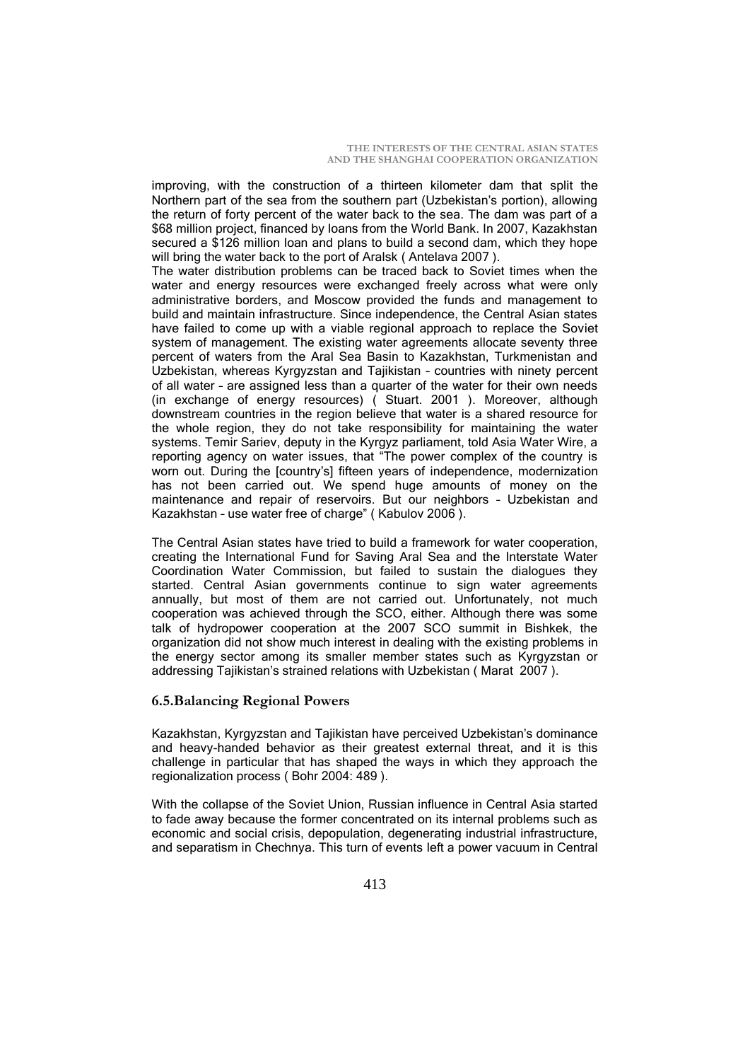improving, with the construction of a thirteen kilometer dam that split the Northern part of the sea from the southern part (Uzbekistan's portion), allowing the return of forty percent of the water back to the sea. The dam was part of a $68 million project, financed by loans from the World Bank. In 2007, Kazakhstan secured a $126 million loan and plans to build a second dam, which they hope will bring the water back to the port of Aralsk ( Antelava 2007 ).

The water distribution problems can be traced back to Soviet times when the water and energy resources were exchanged freely across what were only administrative borders, and Moscow provided the funds and management to build and maintain infrastructure. Since independence, the Central Asian states have failed to come up with a viable regional approach to replace the Soviet system of management. The existing water agreements allocate seventy three percent of waters from the Aral Sea Basin to Kazakhstan, Turkmenistan and Uzbekistan, whereas Kyrgyzstan and Tajikistan – countries with ninety percent of all water – are assigned less than a quarter of the water for their own needs (in exchange of energy resources) ( Stuart. 2001 ). Moreover, although downstream countries in the region believe that water is a shared resource for the whole region, they do not take responsibility for maintaining the water systems. Temir Sariev, deputy in the Kyrgyz parliament, told Asia Water Wire, a reporting agency on water issues, that "The power complex of the country is worn out. During the [country's] fifteen years of independence, modernization has not been carried out. We spend huge amounts of money on the maintenance and repair of reservoirs. But our neighbors – Uzbekistan and Kazakhstan – use water free of charge" ( Kabulov 2006 ).

The Central Asian states have tried to build a framework for water cooperation, creating the International Fund for Saving Aral Sea and the Interstate Water Coordination Water Commission, but failed to sustain the dialogues they started. Central Asian governments continue to sign water agreements annually, but most of them are not carried out. Unfortunately, not much cooperation was achieved through the SCO, either. Although there was some talk of hydropower cooperation at the 2007 SCO summit in Bishkek, the organization did not show much interest in dealing with the existing problems in the energy sector among its smaller member states such as Kyrgyzstan or addressing Tajikistan's strained relations with Uzbekistan ( Marat 2007 ).

### 6.5.Balancing Regional Powers

Kazakhstan, Kyrgyzstan and Tajikistan have perceived Uzbekistan's dominance and heavy-handed behavior as their greatest external threat, and it is this challenge in particular that has shaped the ways in which they approach the regionalization process ( Bohr 2004: 489 ).

With the collapse of the Soviet Union, Russian influence in Central Asia started to fade away because the former concentrated on its internal problems such as economic and social crisis, depopulation, degenerating industrial infrastructure, and separatism in Chechnya. This turn of events left a power vacuum in Central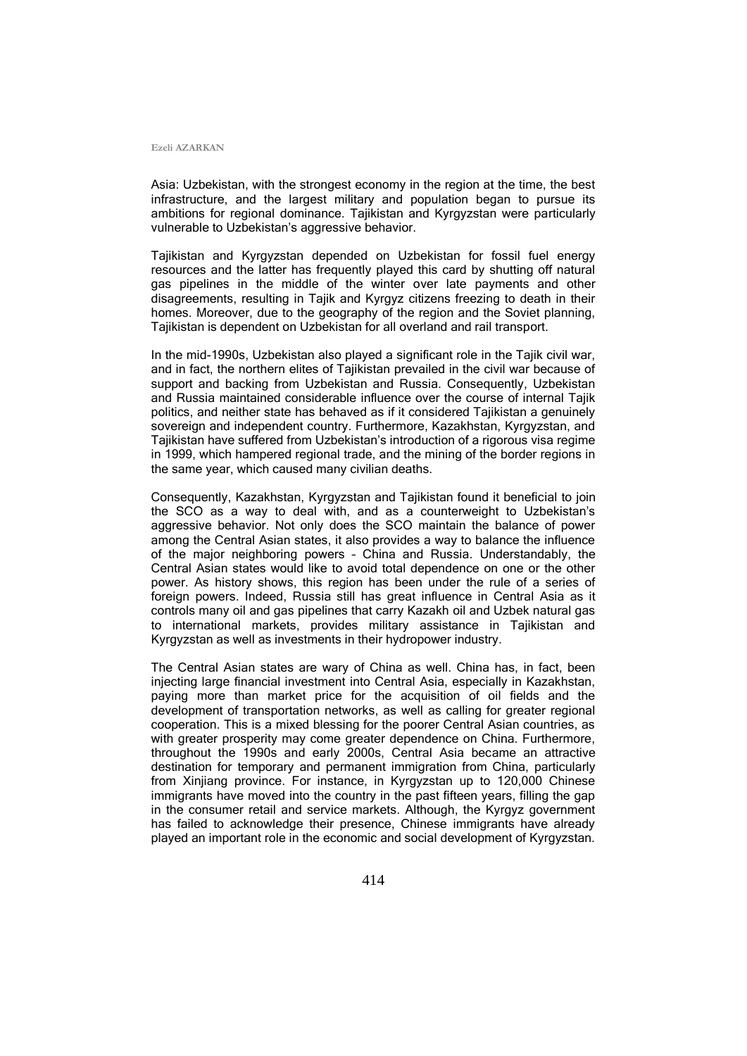Asia: Uzbekistan, with the strongest economy in the region at the time, the best infrastructure, and the largest military and population began to pursue its ambitions for regional dominance. Tajikistan and Kyrgyzstan were particularly vulnerable to Uzbekistan's aggressive behavior.

Tajikistan and Kyrgyzstan depended on Uzbekistan for fossil fuel energy resources and the latter has frequently played this card by shutting off natural gas pipelines in the middle of the winter over late payments and other disagreements, resulting in Tajik and Kyrgyz citizens freezing to death in their homes. Moreover, due to the geography of the region and the Soviet planning, Tajikistan is dependent on Uzbekistan for all overland and rail transport.

In the mid-1990s, Uzbekistan also played a significant role in the Tajik civil war, and in fact, the northern elites of Tajikistan prevailed in the civil war because of support and backing from Uzbekistan and Russia. Consequently, Uzbekistan and Russia maintained considerable influence over the course of internal Tajik politics, and neither state has behaved as if it considered Tajikistan a genuinely sovereign and independent country. Furthermore, Kazakhstan, Kyrgyzstan, and Tajikistan have suffered from Uzbekistan's introduction of a rigorous visa regime in 1999, which hampered regional trade, and the mining of the border regions in the same year, which caused many civilian deaths.

Consequently, Kazakhstan, Kyrgyzstan and Tajikistan found it beneficial to join the SCO as a way to deal with, and as a counterweight to Uzbekistan's aggressive behavior. Not only does the SCO maintain the balance of power among the Central Asian states, it also provides a way to balance the influence of the major neighboring powers – China and Russia. Understandably, the Central Asian states would like to avoid total dependence on one or the other power. As history shows, this region has been under the rule of a series of foreign powers. Indeed, Russia still has great influence in Central Asia as it controls many oil and gas pipelines that carry Kazakh oil and Uzbek natural gas to international markets, provides military assistance in Tajikistan and Kyrgyzstan as well as investments in their hydropower industry.

The Central Asian states are wary of China as well. China has, in fact, been injecting large financial investment into Central Asia, especially in Kazakhstan, paying more than market price for the acquisition of oil fields and the development of transportation networks, as well as calling for greater regional cooperation. This is a mixed blessing for the poorer Central Asian countries, as with greater prosperity may come greater dependence on China. Furthermore, throughout the 1990s and early 2000s, Central Asia became an attractive destination for temporary and permanent immigration from China, particularly from Xinjiang province. For instance, in Kyrgyzstan up to 120,000 Chinese immigrants have moved into the country in the past fifteen years, filling the gap in the consumer retail and service markets. Although, the Kyrgyz government has failed to acknowledge their presence, Chinese immigrants have already played an important role in the economic and social development of Kyrgyzstan.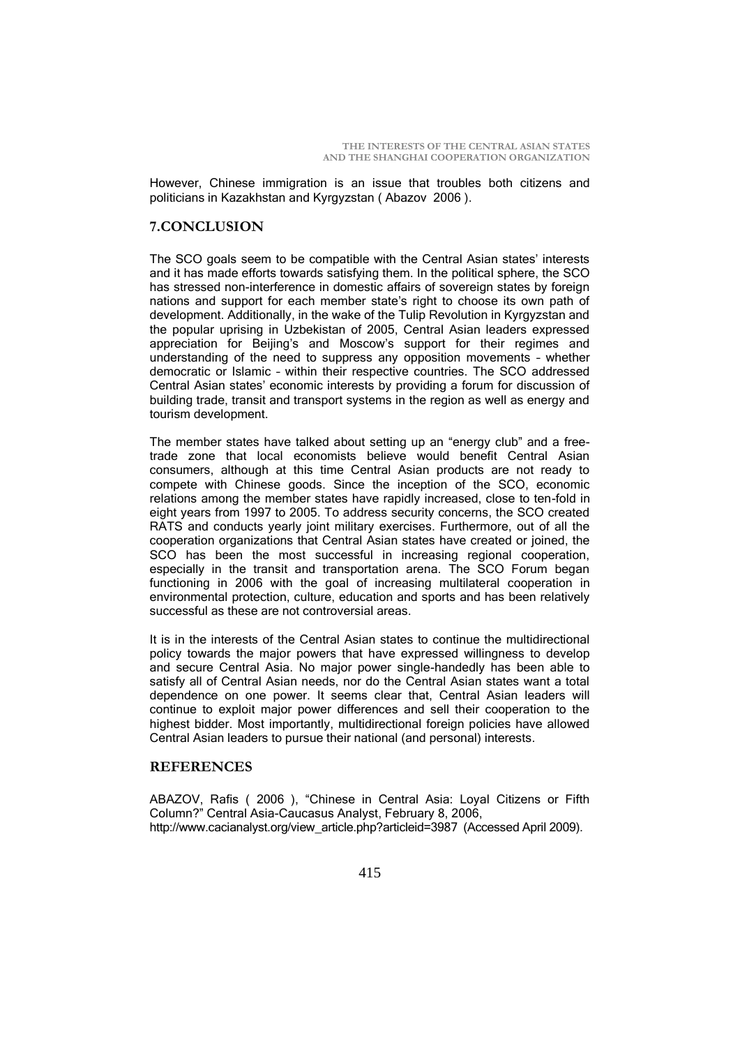However, Chinese immigration is an issue that troubles both citizens and politicians in Kazakhstan and Kyrgyzstan ( Abazov 2006 ).

## 7.CONCLUSION

The SCO goals seem to be compatible with the Central Asian states' interests and it has made efforts towards satisfying them. In the political sphere, the SCO has stressed non-interference in domestic affairs of sovereign states by foreign nations and support for each member state's right to choose its own path of development. Additionally, in the wake of the Tulip Revolution in Kyrgyzstan and the popular uprising in Uzbekistan of 2005, Central Asian leaders expressed appreciation for Beijing's and Moscow's support for their regimes and understanding of the need to suppress any opposition movements – whether democratic or Islamic – within their respective countries. The SCO addressed Central Asian states' economic interests by providing a forum for discussion of building trade, transit and transport systems in the region as well as energy and tourism development.

The member states have talked about setting up an "energy club" and a free-trade zone that local economists believe would benefit Central Asian consumers, although at this time Central Asian products are not ready to compete with Chinese goods. Since the inception of the SCO, economic relations among the member states have rapidly increased, close to ten-fold in eight years from 1997 to 2005. To address security concerns, the SCO created RATS and conducts yearly joint military exercises. Furthermore, out of all the cooperation organizations that Central Asian states have created or joined, the SCO has been the most successful in increasing regional cooperation, especially in the transit and transportation arena. The SCO Forum began functioning in 2006 with the goal of increasing multilateral cooperation in environmental protection, culture, education and sports and has been relatively successful as these are not controversial areas.

It is in the interests of the Central Asian states to continue the multidirectional policy towards the major powers that have expressed willingness to develop and secure Central Asia. No major power single-handedly has been able to satisfy all of Central Asian needs, nor do the Central Asian states want a total dependence on one power. It seems clear that, Central Asian leaders will continue to exploit major power differences and sell their cooperation to the highest bidder. Most importantly, multidirectional foreign policies have allowed Central Asian leaders to pursue their national (and personal) interests.

## REFERENCES

ABAZOV, Rafis ( 2006 ), "Chinese in Central Asia: Loyal Citizens or Fifth Column?" Central Asia-Caucasus Analyst, February 8, 2006, http://www.cacianalyst.org/view_article.php?articleid=3987 (Accessed April 2009).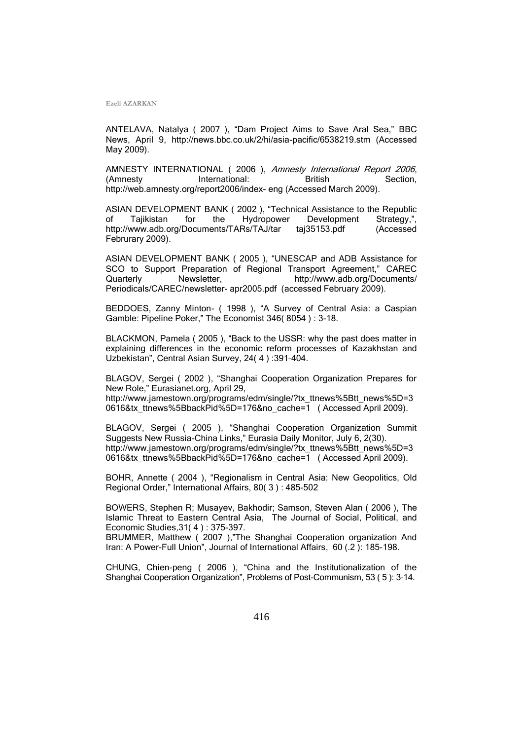ANTELAVA, Natalya ( 2007 ), "Dam Project Aims to Save Aral Sea," BBC News, April 9, http://news.bbc.co.uk/2/hi/asia-pacific/6538219.stm (Accessed May 2009).

AMNESTY INTERNATIONAL ( 2006 ), *Amnesty International Report 2006*, (Amnesty International: British Section, http://web.amnesty.org/report2006/index- eng (Accessed March 2009).

ASIAN DEVELOPMENT BANK ( 2002 ), "Technical Assistance to the Republic of Tajikistan for the Hydropower Development Strategy,", http://www.adb.org/Documents/TARs/TAJ/tar taj35153.pdf (Accessed Februrary 2009).

ASIAN DEVELOPMENT BANK ( 2005 ), "UNESCAP and ADB Assistance for SCO to Support Preparation of Regional Transport Agreement," CAREC Quarterly Newsletter, http://www.adb.org/Documents/ Periodicals/CAREC/newsletter- apr2005.pdf (accessed February 2009).

BEDDOES, Zanny Minton- ( 1998 ), "A Survey of Central Asia: a Caspian Gamble: Pipeline Poker," The Economist 346( 8054 ) : 3-18.

BLACKMON, Pamela ( 2005 ), "Back to the USSR: why the past does matter in explaining differences in the economic reform processes of Kazakhstan and Uzbekistan", Central Asian Survey, 24( 4 ) :391–404.

BLAGOV, Sergei ( 2002 ), "Shanghai Cooperation Organization Prepares for New Role," Eurasianet.org, April 29, http://www.jamestown.org/programs/edm/single/?tx_ttnews%5Btt_news%5D=30616&tx_ttnews%5BbackPid%5D=176&no_cache=1 ( Accessed April 2009).

BLAGOV, Sergei ( 2005 ), "Shanghai Cooperation Organization Summit Suggests New Russia-China Links," Eurasia Daily Monitor, July 6, 2(30). http://www.jamestown.org/programs/edm/single/?tx_ttnews%5Btt_news%5D=30616&tx_ttnews%5BbackPid%5D=176&no_cache=1 ( Accessed April 2009).

BOHR, Annette ( 2004 ), "Regionalism in Central Asia: New Geopolitics, Old Regional Order," International Affairs, 80( 3 ) : 485-502

BOWERS, Stephen R; Musayev, Bakhodir; Samson, Steven Alan ( 2006 ), The Islamic Threat to Eastern Central Asia, The Journal of Social, Political, and Economic Studies,31( 4 ) : 375-397.

BRUMMER, Matthew ( 2007 ),"The Shanghai Cooperation organization And Iran: A Power-Full Union", Journal of International Affairs, 60 (.2 ): 185-198.

CHUNG, Chien-peng ( 2006 ), "China and the Institutionalization of the Shanghai Cooperation Organization", Problems of Post-Communism, 53 ( 5 ): 3–14.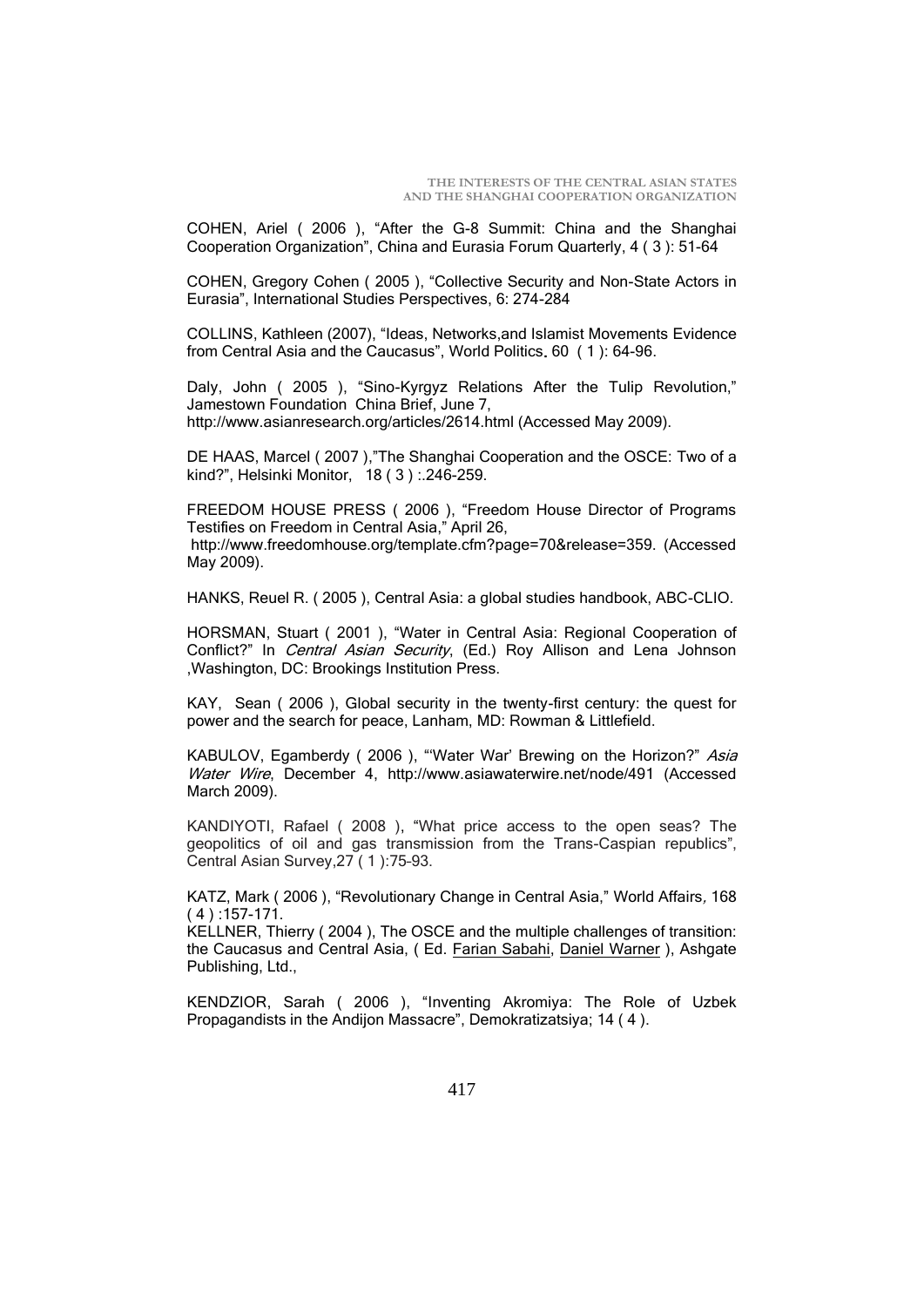COHEN, Ariel ( 2006 ), "After the G-8 Summit: China and the Shanghai Cooperation Organization", China and Eurasia Forum Quarterly, 4 ( 3 ): 51-64

COHEN, Gregory Cohen ( 2005 ), "Collective Security and Non-State Actors in Eurasia", International Studies Perspectives, 6: 274-284

COLLINS, Kathleen (2007), "Ideas, Networks,and Islamist Movements Evidence from Central Asia and the Caucasus", World Politics. 60 ( 1 ): 64-96.

Daly, John ( 2005 ), "Sino-Kyrgyz Relations After the Tulip Revolution," Jamestown Foundation China Brief, June 7, http://www.asianresearch.org/articles/2614.html (Accessed May 2009).

DE HAAS, Marcel ( 2007 ),"The Shanghai Cooperation and the OSCE: Two of a kind?", Helsinki Monitor, 18 ( 3 ) :.246-259.

FREEDOM HOUSE PRESS ( 2006 ), "Freedom House Director of Programs Testifies on Freedom in Central Asia," April 26, http://www.freedomhouse.org/template.cfm?page=70&release=359. (Accessed May 2009).

HANKS, Reuel R. ( 2005 ), Central Asia: a global studies handbook, ABC-CLIO.

HORSMAN, Stuart ( 2001 ), "Water in Central Asia: Regional Cooperation of Conflict?" In *Central Asian Security*, (Ed.) Roy Allison and Lena Johnson ,Washington, DC: Brookings Institution Press.

KAY, Sean ( 2006 ), Global security in the twenty-first century: the quest for power and the search for peace, Lanham, MD: Rowman & Littlefield.

KABULOV, Egamberdy ( 2006 ), "'Water War' Brewing on the Horizon?" *Asia Water Wire*, December 4, http://www.asiawaterwire.net/node/491 (Accessed March 2009).

KANDIYOTI, Rafael ( 2008 ), "What price access to the open seas? The geopolitics of oil and gas transmission from the Trans-Caspian republics", Central Asian Survey,27 ( 1 ):75–93.

KATZ, Mark ( 2006 ), "Revolutionary Change in Central Asia," World Affairs, 168 ( 4 ) :157-171.

KELLNER, Thierry ( 2004 ), The OSCE and the multiple challenges of transition: the Caucasus and Central Asia, ( Ed. Farian Sabahi, Daniel Warner ), Ashgate Publishing, Ltd.,

KENDZIOR, Sarah ( 2006 ), "Inventing Akromiya: The Role of Uzbek Propagandists in the Andijon Massacre", Demokratizatsiya; 14 ( 4 ).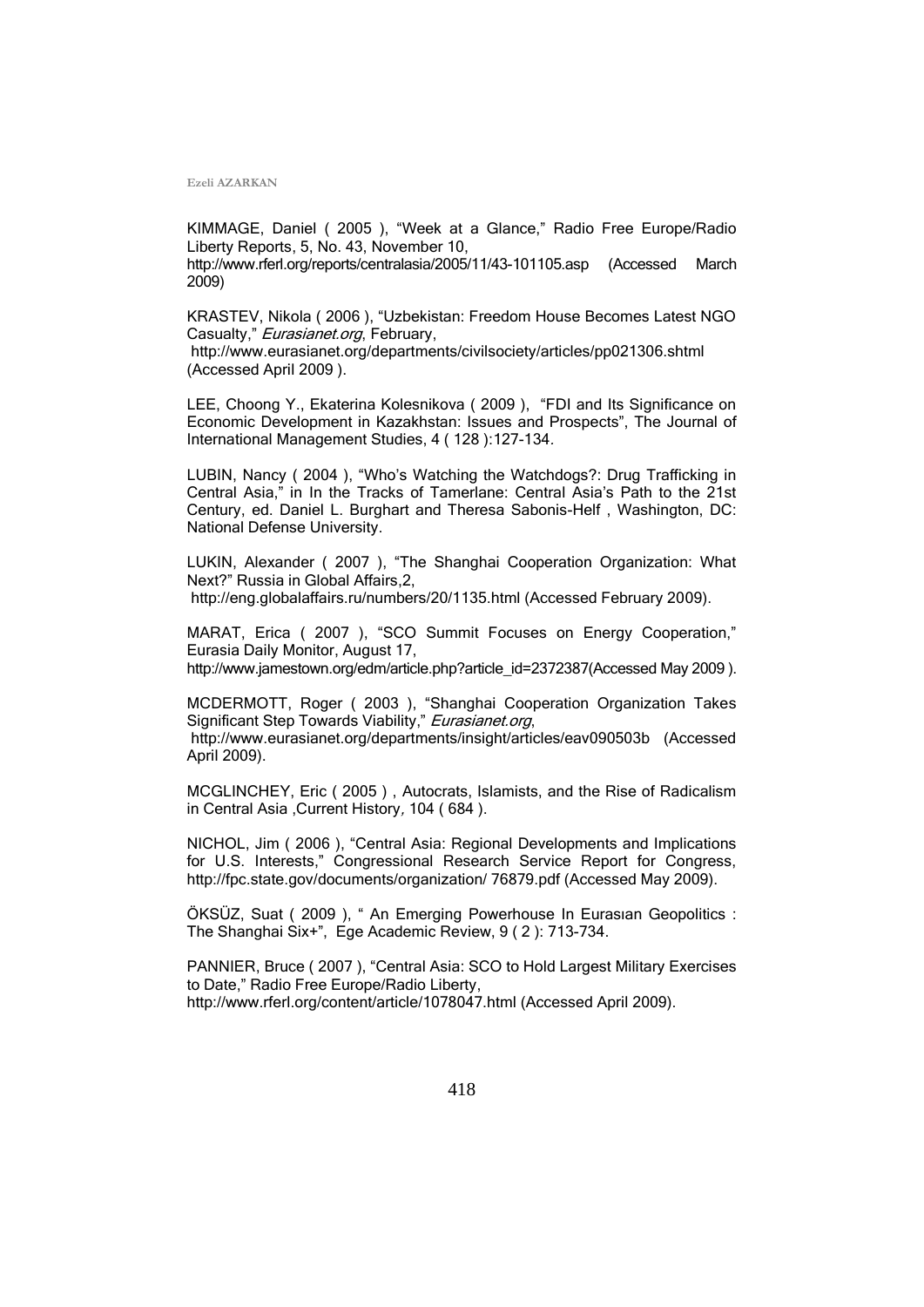KIMMAGE, Daniel ( 2005 ), "Week at a Glance," Radio Free Europe/Radio Liberty Reports, 5, No. 43, November 10, http://www.rferl.org/reports/centralasia/2005/11/43-101105.asp (Accessed March 2009)

KRASTEV, Nikola ( 2006 ), "Uzbekistan: Freedom House Becomes Latest NGO Casualty," *Eurasianet.org*, February, http://www.eurasianet.org/departments/civilsociety/articles/pp021306.shtml (Accessed April 2009 ).

LEE, Choong Y., Ekaterina Kolesnikova ( 2009 ), "FDI and Its Significance on Economic Development in Kazakhstan: Issues and Prospects", The Journal of International Management Studies, 4 ( 128 ):127-134.

LUBIN, Nancy ( 2004 ), "Who's Watching the Watchdogs?: Drug Trafficking in Central Asia," in In the Tracks of Tamerlane: Central Asia's Path to the 21st Century, ed. Daniel L. Burghart and Theresa Sabonis-Helf , Washington, DC: National Defense University.

LUKIN, Alexander ( 2007 ), "The Shanghai Cooperation Organization: What Next?" Russia in Global Affairs,2, http://eng.globalaffairs.ru/numbers/20/1135.html (Accessed February 2009).

MARAT, Erica ( 2007 ), "SCO Summit Focuses on Energy Cooperation," Eurasia Daily Monitor, August 17, http://www.jamestown.org/edm/article.php?article_id=2372387(Accessed May 2009 ).

MCDERMOTT, Roger ( 2003 ), "Shanghai Cooperation Organization Takes Significant Step Towards Viability," *Eurasianet.org*, http://www.eurasianet.org/departments/insight/articles/eav090503b (Accessed April 2009).

MCGLINCHEY, Eric ( 2005 ) , Autocrats, Islamists, and the Rise of Radicalism in Central Asia ,Current History*,* 104 ( 684 ).

NICHOL, Jim ( 2006 ), "Central Asia: Regional Developments and Implications for U.S. Interests," Congressional Research Service Report for Congress, http://fpc.state.gov/documents/organization/ 76879.pdf (Accessed May 2009).

ÖKSÜZ, Suat ( 2009 ), " An Emerging Powerhouse In Eurasıan Geopolitics : The Shanghai Six+", Ege Academic Review, 9 ( 2 ): 713-734.

PANNIER, Bruce ( 2007 ), "Central Asia: SCO to Hold Largest Military Exercises to Date," Radio Free Europe/Radio Liberty, http://www.rferl.org/content/article/1078047.html (Accessed April 2009).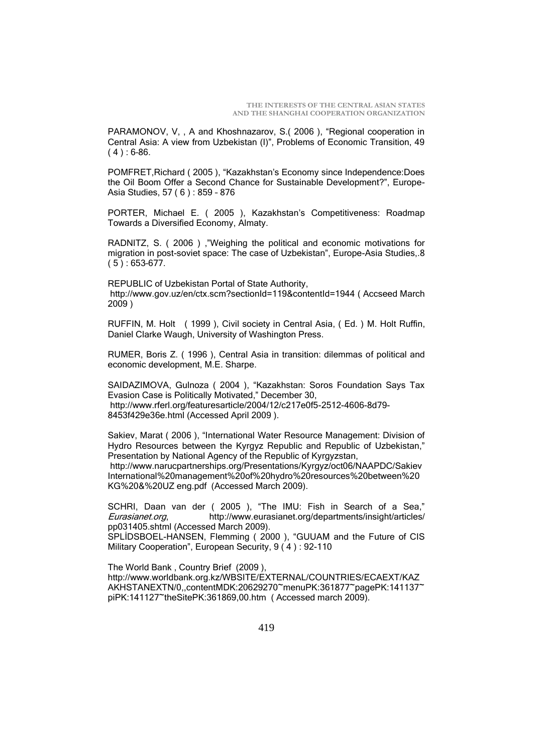PARAMONOV, V, , A and Khoshnazarov, S.( 2006 ), "Regional cooperation in Central Asia: A view from Uzbekistan (I)", Problems of Economic Transition, 49 ( 4 ) : 6-86.

POMFRET,Richard ( 2005 ), "Kazakhstan's Economy since Independence:Does the Oil Boom Offer a Second Chance for Sustainable Development?", Europe-Asia Studies, 57 ( 6 ) : 859 – 876

PORTER, Michael E. ( 2005 ), Kazakhstan's Competitiveness: Roadmap Towards a Diversified Economy, Almaty.

RADNITZ, S. ( 2006 ) ,"Weighing the political and economic motivations for migration in post-soviet space: The case of Uzbekistan", Europe-Asia Studies,.8 ( 5 ) : 653-677.

REPUBLIC of Uzbekistan Portal of State Authority, http://www.gov.uz/en/ctx.scm?sectionId=119&contentId=1944 ( Accseed March 2009 )

RUFFIN, M. Holt ( 1999 ), Civil society in Central Asia, ( Ed. ) M. Holt Ruffin, Daniel Clarke Waugh, University of Washington Press.

RUMER, Boris Z. ( 1996 ), Central Asia in transition: dilemmas of political and economic development, M.E. Sharpe.

SAIDAZIMOVA, Gulnoza ( 2004 ), "Kazakhstan: Soros Foundation Says Tax Evasion Case is Politically Motivated," December 30, http://www.rferl.org/featuresarticle/2004/12/c217e0f5-2512-4606-8d79-8453f429e36e.html (Accessed April 2009 ).

Sakiev, Marat ( 2006 ), "International Water Resource Management: Division of Hydro Resources between the Kyrgyz Republic and Republic of Uzbekistan," Presentation by National Agency of the Republic of Kyrgyzstan, http://www.narucpartnerships.org/Presentations/Kyrgyz/oct06/NAAPDC/Sakiev International%20management%20of%20hydro%20resources%20between%20 KG%20&%20UZ eng.pdf (Accessed March 2009).

SCHRI, Daan van der ( 2005 ), "The IMU: Fish in Search of a Sea," *Eurasianet.org*, http://www.eurasianet.org/departments/insight/articles/pp031405.shtml (Accessed March 2009).

SPLİDSBOEL-HANSEN, Flemming ( 2000 ), "GUUAM and the Future of CIS Military Cooperation", European Security, 9 ( 4 ) : 92-110

The World Bank , Country Brief (2009 ), http://www.worldbank.org.kz/WBSITE/EXTERNAL/COUNTRIES/ECAEXT/KAZAKHSTANEXTN/0,,contentMDK:20629270~menuPK:361877~pagePK:141137~piPK:141127~theSitePK:361869,00.htm ( Accessed march 2009).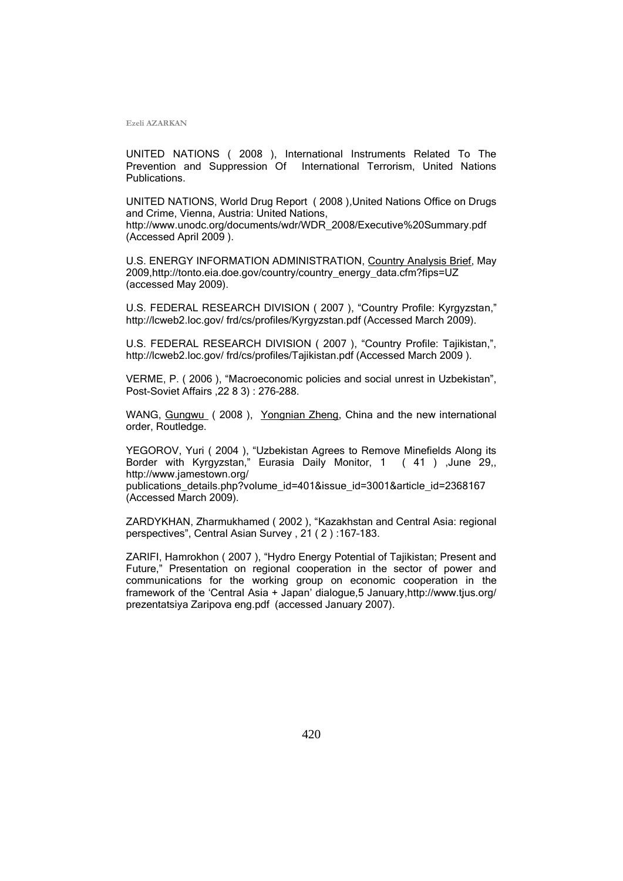UNITED NATIONS ( 2008 ), International Instruments Related To The Prevention and Suppression Of International Terrorism, United Nations Publications.

UNITED NATIONS, World Drug Report ( 2008 ),United Nations Office on Drugs and Crime, Vienna, Austria: United Nations, http://www.unodc.org/documents/wdr/WDR_2008/Executive%20Summary.pdf (Accessed April 2009 ).

U.S. ENERGY INFORMATION ADMINISTRATION, Country Analysis Brief, May 2009,http://tonto.eia.doe.gov/country/country_energy_data.cfm?fips=UZ (accessed May 2009).

U.S. FEDERAL RESEARCH DIVISION ( 2007 ), "Country Profile: Kyrgyzstan," http://lcweb2.loc.gov/ frd/cs/profiles/Kyrgyzstan.pdf (Accessed March 2009).

U.S. FEDERAL RESEARCH DIVISION ( 2007 ), "Country Profile: Tajikistan,", http://lcweb2.loc.gov/ frd/cs/profiles/Tajikistan.pdf (Accessed March 2009 ).

VERME, P. ( 2006 ), "Macroeconomic policies and social unrest in Uzbekistan", Post-Soviet Affairs ,22 8 3) : 276-288.

WANG, Gungwu ( 2008 ), Yongnian Zheng, China and the new international order, Routledge.

YEGOROV, Yuri ( 2004 ), "Uzbekistan Agrees to Remove Minefields Along its Border with Kyrgyzstan," Eurasia Daily Monitor, 1 ( 41 ) ,June 29,, http://www.jamestown.org/ publications_details.php?volume_id=401&issue_id=3001&article_id=2368167 (Accessed March 2009).

ZARDYKHAN, Zharmukhamed ( 2002 ), "Kazakhstan and Central Asia: regional perspectives", Central Asian Survey , 21 ( 2 ) :167-183.

ZARIFI, Hamrokhon ( 2007 ), "Hydro Energy Potential of Tajikistan; Present and Future," Presentation on regional cooperation in the sector of power and communications for the working group on economic cooperation in the framework of the 'Central Asia + Japan' dialogue,5 January,http://www.tjus.org/ prezentatsiya Zaripova eng.pdf (accessed January 2007).